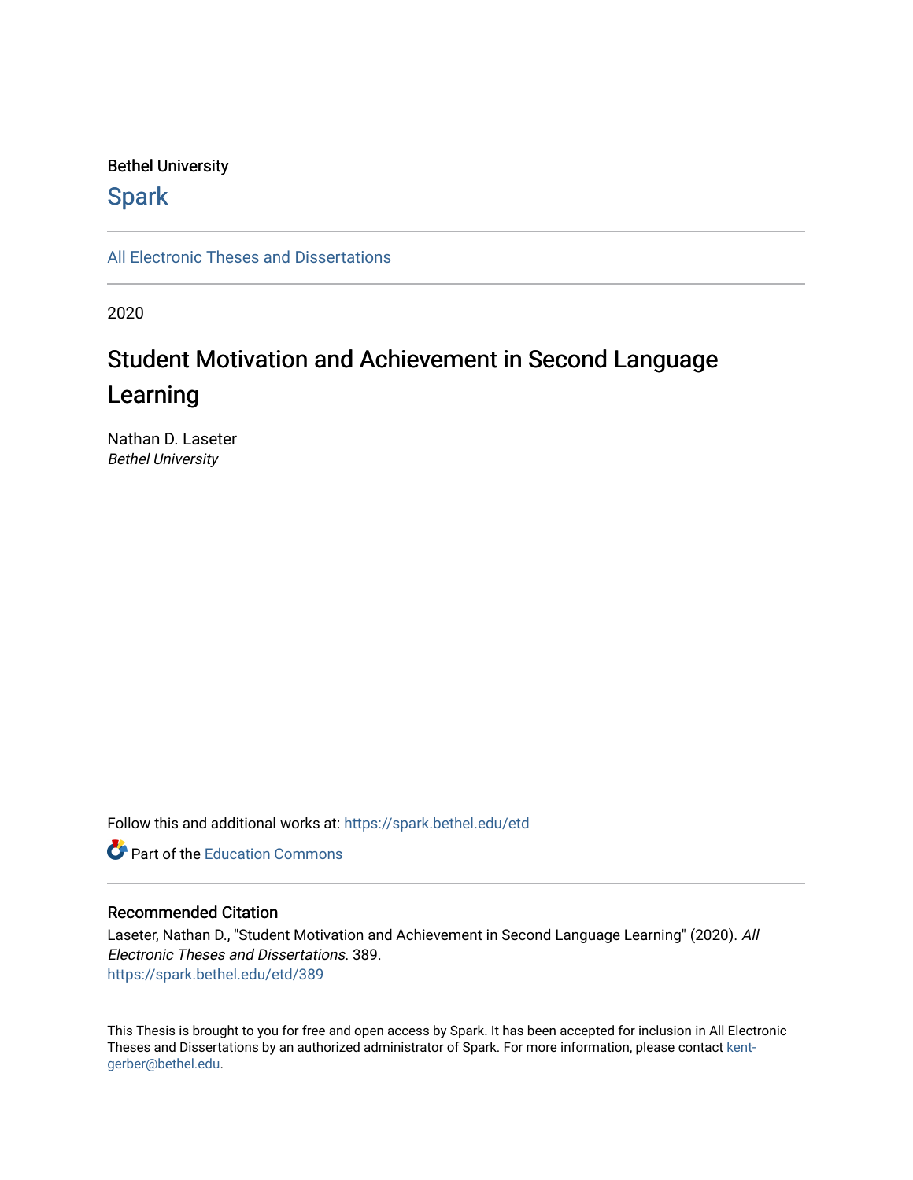Bethel University

## Spark

All Electronic Theses and Dissertations

---

2020

# Student Motivation and Achievement in Second Language Learning

Nathan D. Laseter
*Bethel University*

Follow this and additional works at: https://spark.bethel.edu/etd

Part of the Education Commons

---

### Recommended Citation

Laseter, Nathan D., "Student Motivation and Achievement in Second Language Learning" (2020). *All Electronic Theses and Dissertations*. 389.
https://spark.bethel.edu/etd/389

This Thesis is brought to you for free and open access by Spark. It has been accepted for inclusion in All Electronic Theses and Dissertations by an authorized administrator of Spark. For more information, please contact kent-gerber@bethel.edu.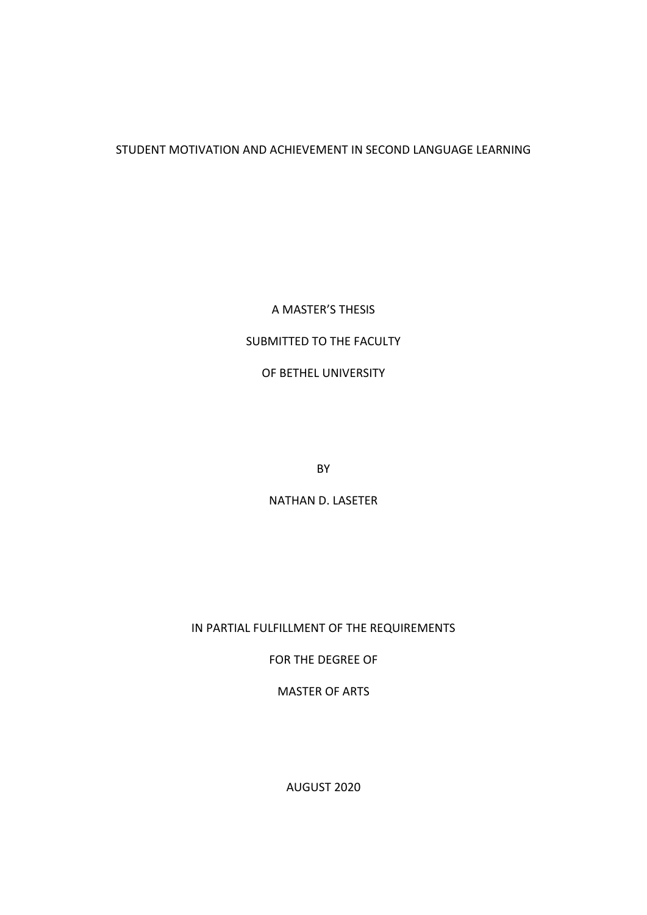STUDENT MOTIVATION AND ACHIEVEMENT IN SECOND LANGUAGE LEARNING

A MASTER'S THESIS

SUBMITTED TO THE FACULTY

OF BETHEL UNIVERSITY

BY

NATHAN D. LASETER

IN PARTIAL FULFILLMENT OF THE REQUIREMENTS

FOR THE DEGREE OF

MASTER OF ARTS

AUGUST 2020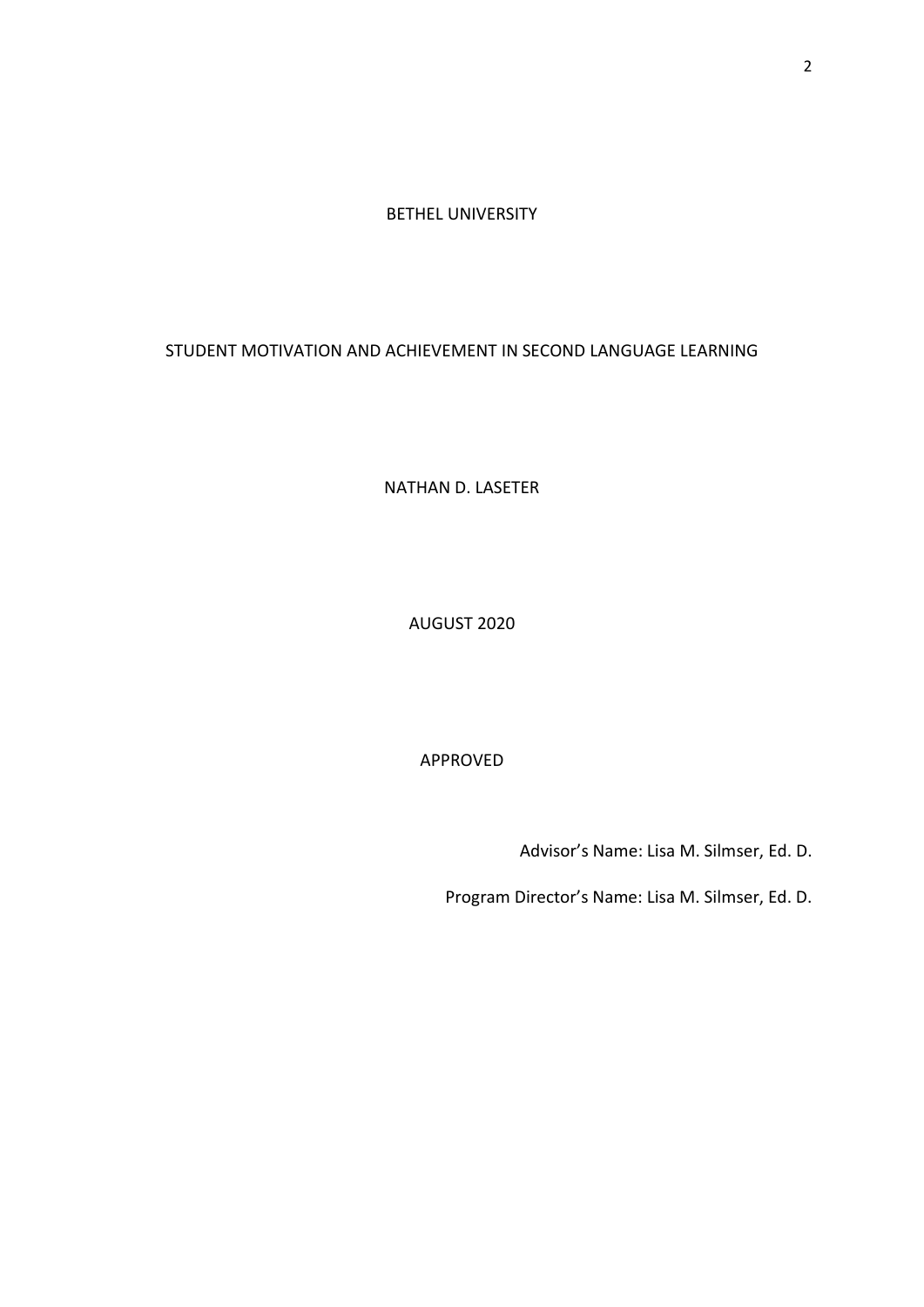BETHEL UNIVERSITY

STUDENT MOTIVATION AND ACHIEVEMENT IN SECOND LANGUAGE LEARNING

NATHAN D. LASETER

AUGUST 2020

APPROVED

Advisor's Name: Lisa M. Silmser, Ed. D.

Program Director's Name: Lisa M. Silmser, Ed. D.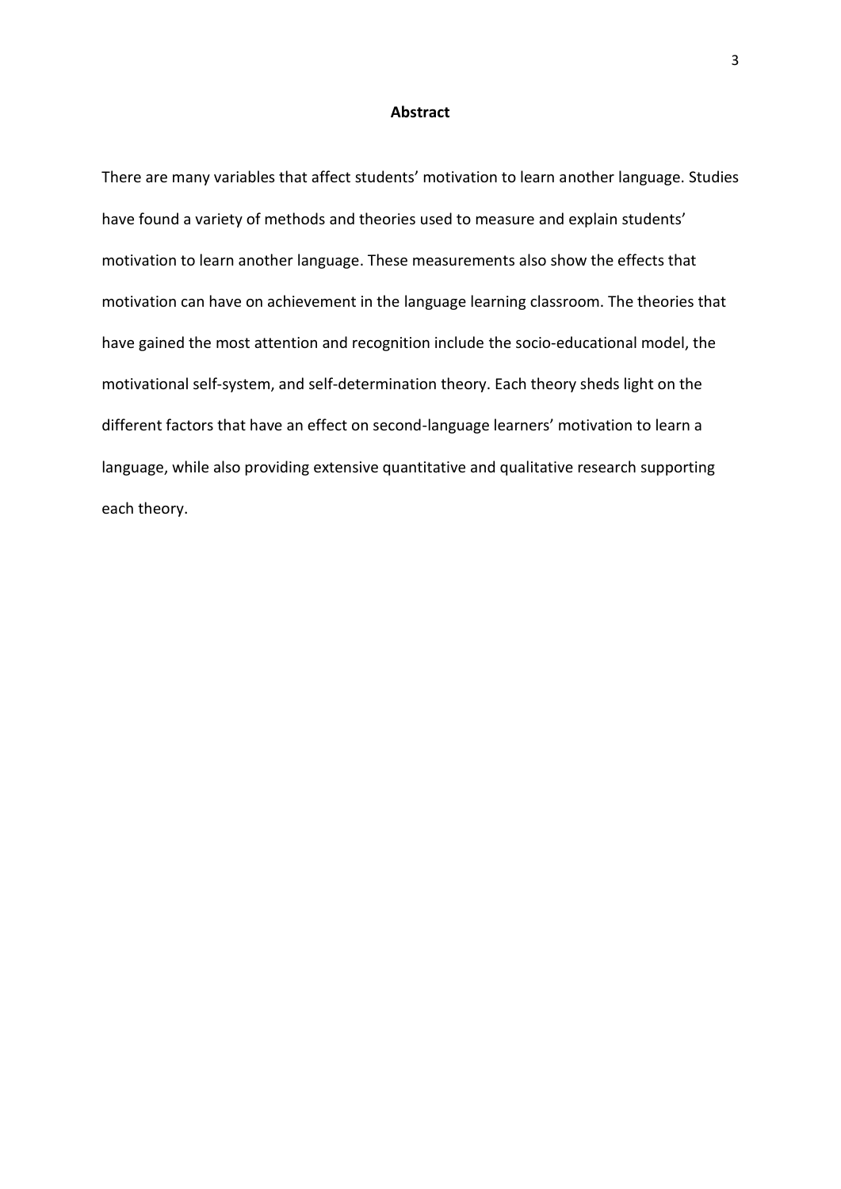# Abstract

There are many variables that affect students' motivation to learn another language. Studies have found a variety of methods and theories used to measure and explain students' motivation to learn another language. These measurements also show the effects that motivation can have on achievement in the language learning classroom. The theories that have gained the most attention and recognition include the socio-educational model, the motivational self-system, and self-determination theory. Each theory sheds light on the different factors that have an effect on second-language learners' motivation to learn a language, while also providing extensive quantitative and qualitative research supporting each theory.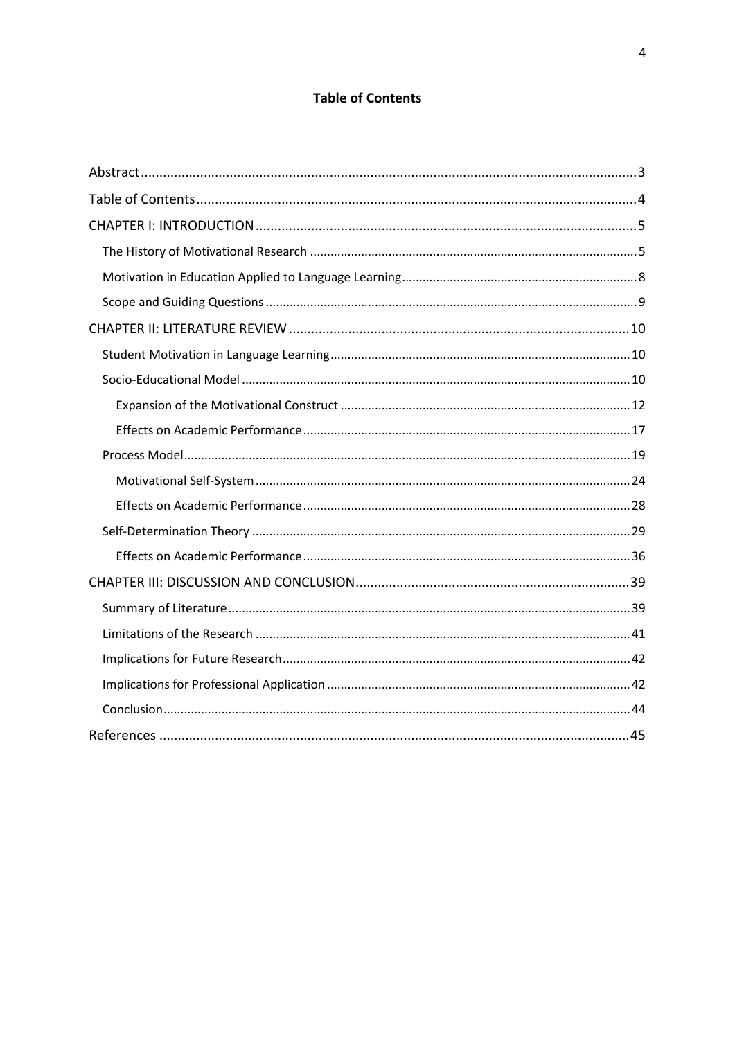**Table of Contents**

Abstract ..... 3

Table of Contents ..... 4

CHAPTER I: INTRODUCTION ..... 5

- The History of Motivational Research ..... 5
- Motivation in Education Applied to Language Learning ..... 8
- Scope and Guiding Questions ..... 9

CHAPTER II: LITERATURE REVIEW ..... 10

- Student Motivation in Language Learning ..... 10
- Socio-Educational Model ..... 10
  - Expansion of the Motivational Construct ..... 12
  - Effects on Academic Performance ..... 17
- Process Model ..... 19
  - Motivational Self-System ..... 24
  - Effects on Academic Performance ..... 28
- Self-Determination Theory ..... 29
  - Effects on Academic Performance ..... 36

CHAPTER III: DISCUSSION AND CONCLUSION ..... 39

- Summary of Literature ..... 39
- Limitations of the Research ..... 41
- Implications for Future Research ..... 42
- Implications for Professional Application ..... 42
- Conclusion ..... 44

References ..... 45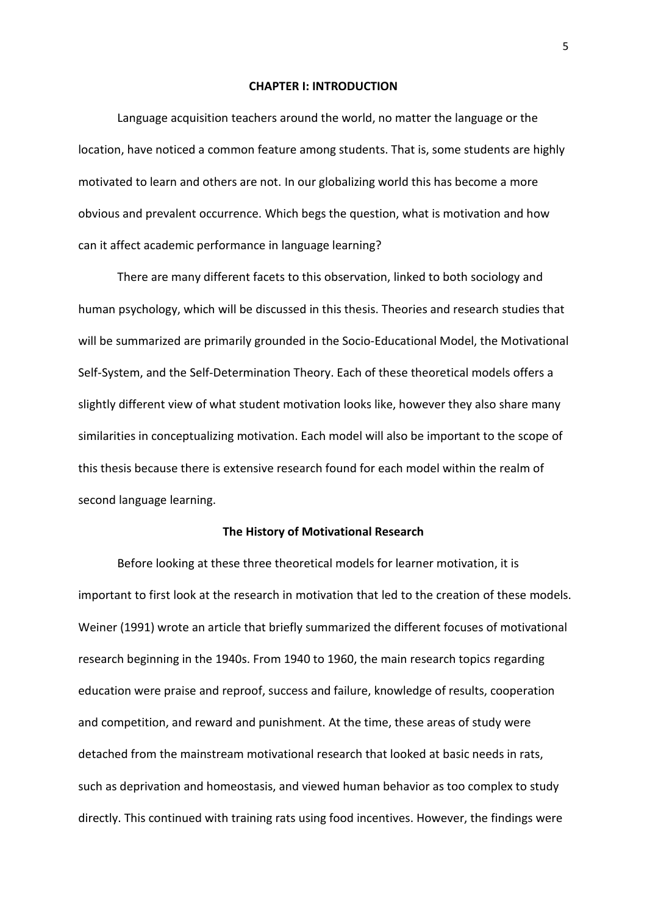# CHAPTER I: INTRODUCTION

Language acquisition teachers around the world, no matter the language or the location, have noticed a common feature among students. That is, some students are highly motivated to learn and others are not. In our globalizing world this has become a more obvious and prevalent occurrence. Which begs the question, what is motivation and how can it affect academic performance in language learning?

There are many different facets to this observation, linked to both sociology and human psychology, which will be discussed in this thesis. Theories and research studies that will be summarized are primarily grounded in the Socio-Educational Model, the Motivational Self-System, and the Self-Determination Theory. Each of these theoretical models offers a slightly different view of what student motivation looks like, however they also share many similarities in conceptualizing motivation. Each model will also be important to the scope of this thesis because there is extensive research found for each model within the realm of second language learning.

## The History of Motivational Research

Before looking at these three theoretical models for learner motivation, it is important to first look at the research in motivation that led to the creation of these models. Weiner (1991) wrote an article that briefly summarized the different focuses of motivational research beginning in the 1940s. From 1940 to 1960, the main research topics regarding education were praise and reproof, success and failure, knowledge of results, cooperation and competition, and reward and punishment. At the time, these areas of study were detached from the mainstream motivational research that looked at basic needs in rats, such as deprivation and homeostasis, and viewed human behavior as too complex to study directly. This continued with training rats using food incentives. However, the findings were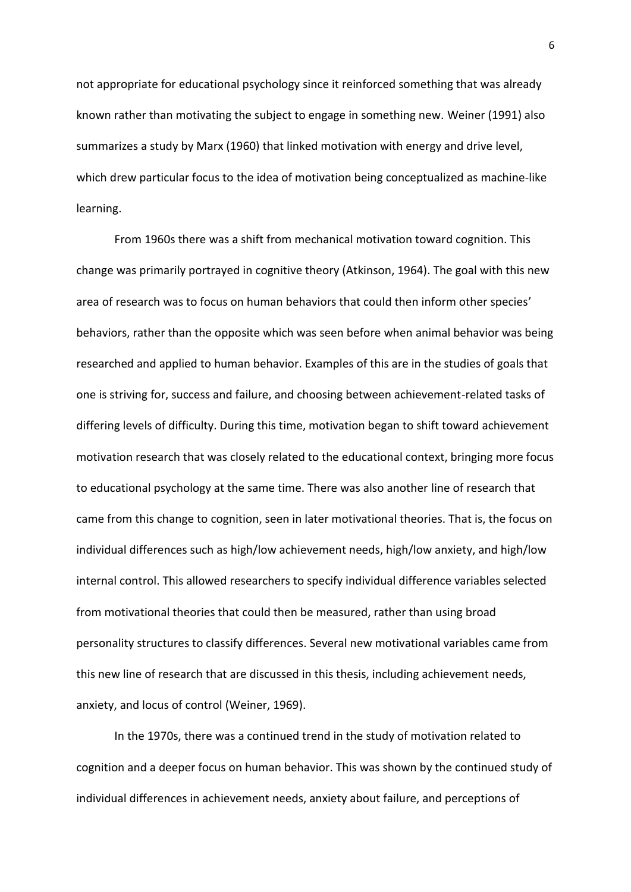not appropriate for educational psychology since it reinforced something that was already known rather than motivating the subject to engage in something new. Weiner (1991) also summarizes a study by Marx (1960) that linked motivation with energy and drive level, which drew particular focus to the idea of motivation being conceptualized as machine-like learning.

From 1960s there was a shift from mechanical motivation toward cognition. This change was primarily portrayed in cognitive theory (Atkinson, 1964). The goal with this new area of research was to focus on human behaviors that could then inform other species' behaviors, rather than the opposite which was seen before when animal behavior was being researched and applied to human behavior. Examples of this are in the studies of goals that one is striving for, success and failure, and choosing between achievement-related tasks of differing levels of difficulty. During this time, motivation began to shift toward achievement motivation research that was closely related to the educational context, bringing more focus to educational psychology at the same time. There was also another line of research that came from this change to cognition, seen in later motivational theories. That is, the focus on individual differences such as high/low achievement needs, high/low anxiety, and high/low internal control. This allowed researchers to specify individual difference variables selected from motivational theories that could then be measured, rather than using broad personality structures to classify differences. Several new motivational variables came from this new line of research that are discussed in this thesis, including achievement needs, anxiety, and locus of control (Weiner, 1969).

In the 1970s, there was a continued trend in the study of motivation related to cognition and a deeper focus on human behavior. This was shown by the continued study of individual differences in achievement needs, anxiety about failure, and perceptions of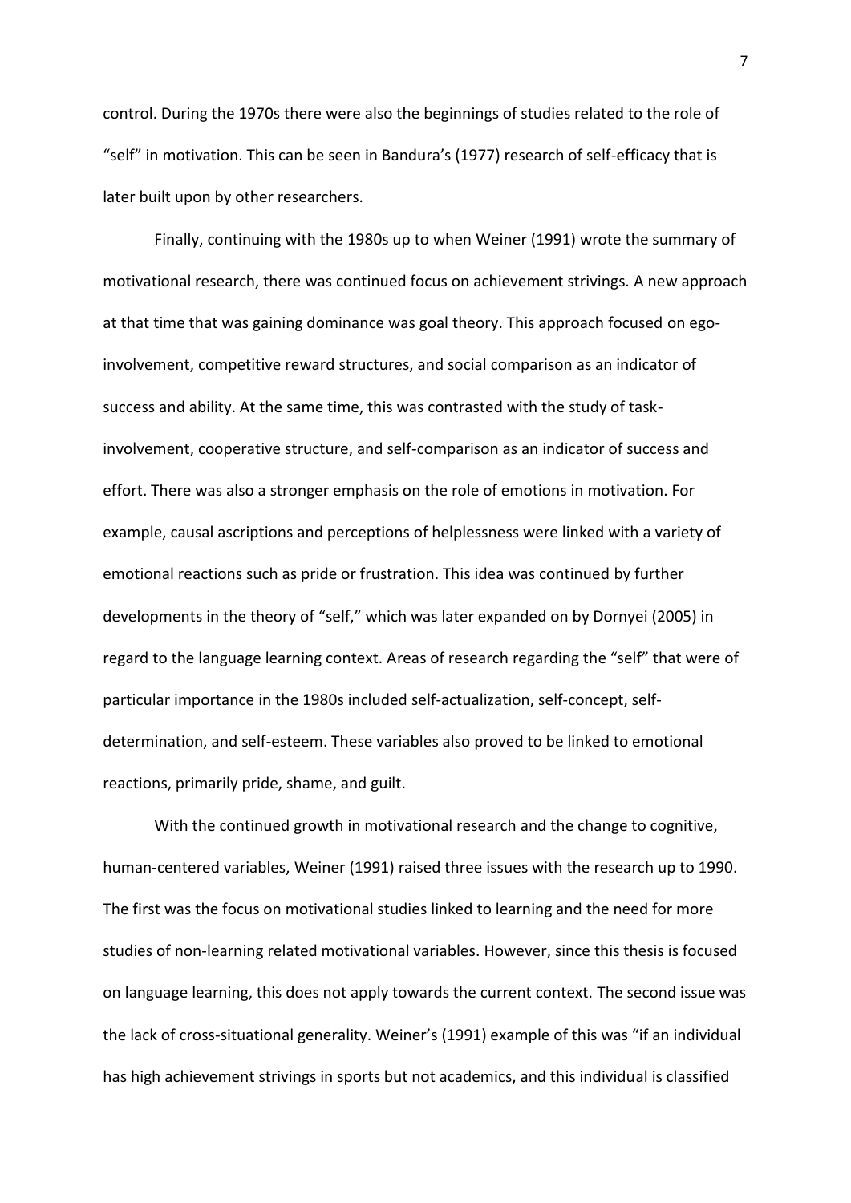control. During the 1970s there were also the beginnings of studies related to the role of "self" in motivation. This can be seen in Bandura's (1977) research of self-efficacy that is later built upon by other researchers.

Finally, continuing with the 1980s up to when Weiner (1991) wrote the summary of motivational research, there was continued focus on achievement strivings. A new approach at that time that was gaining dominance was goal theory. This approach focused on ego-involvement, competitive reward structures, and social comparison as an indicator of success and ability. At the same time, this was contrasted with the study of task-involvement, cooperative structure, and self-comparison as an indicator of success and effort. There was also a stronger emphasis on the role of emotions in motivation. For example, causal ascriptions and perceptions of helplessness were linked with a variety of emotional reactions such as pride or frustration. This idea was continued by further developments in the theory of "self," which was later expanded on by Dornyei (2005) in regard to the language learning context. Areas of research regarding the "self" that were of particular importance in the 1980s included self-actualization, self-concept, self-determination, and self-esteem. These variables also proved to be linked to emotional reactions, primarily pride, shame, and guilt.

With the continued growth in motivational research and the change to cognitive, human-centered variables, Weiner (1991) raised three issues with the research up to 1990. The first was the focus on motivational studies linked to learning and the need for more studies of non-learning related motivational variables. However, since this thesis is focused on language learning, this does not apply towards the current context. The second issue was the lack of cross-situational generality. Weiner's (1991) example of this was "if an individual has high achievement strivings in sports but not academics, and this individual is classified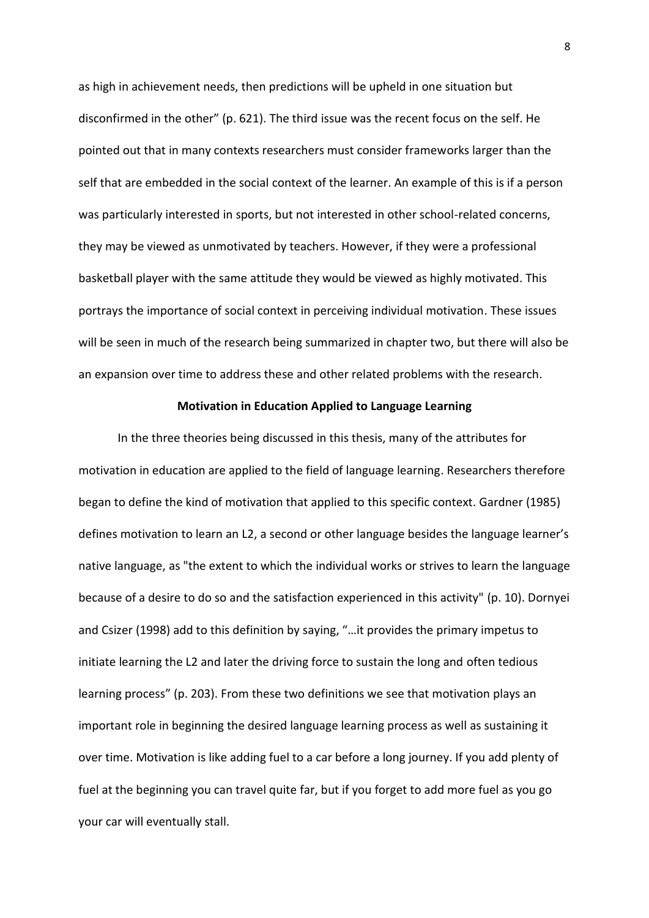as high in achievement needs, then predictions will be upheld in one situation but disconfirmed in the other" (p. 621). The third issue was the recent focus on the self. He pointed out that in many contexts researchers must consider frameworks larger than the self that are embedded in the social context of the learner. An example of this is if a person was particularly interested in sports, but not interested in other school-related concerns, they may be viewed as unmotivated by teachers. However, if they were a professional basketball player with the same attitude they would be viewed as highly motivated. This portrays the importance of social context in perceiving individual motivation. These issues will be seen in much of the research being summarized in chapter two, but there will also be an expansion over time to address these and other related problems with the research.

## Motivation in Education Applied to Language Learning

In the three theories being discussed in this thesis, many of the attributes for motivation in education are applied to the field of language learning. Researchers therefore began to define the kind of motivation that applied to this specific context. Gardner (1985) defines motivation to learn an L2, a second or other language besides the language learner's native language, as "the extent to which the individual works or strives to learn the language because of a desire to do so and the satisfaction experienced in this activity" (p. 10). Dornyei and Csizer (1998) add to this definition by saying, "…it provides the primary impetus to initiate learning the L2 and later the driving force to sustain the long and often tedious learning process" (p. 203). From these two definitions we see that motivation plays an important role in beginning the desired language learning process as well as sustaining it over time. Motivation is like adding fuel to a car before a long journey. If you add plenty of fuel at the beginning you can travel quite far, but if you forget to add more fuel as you go your car will eventually stall.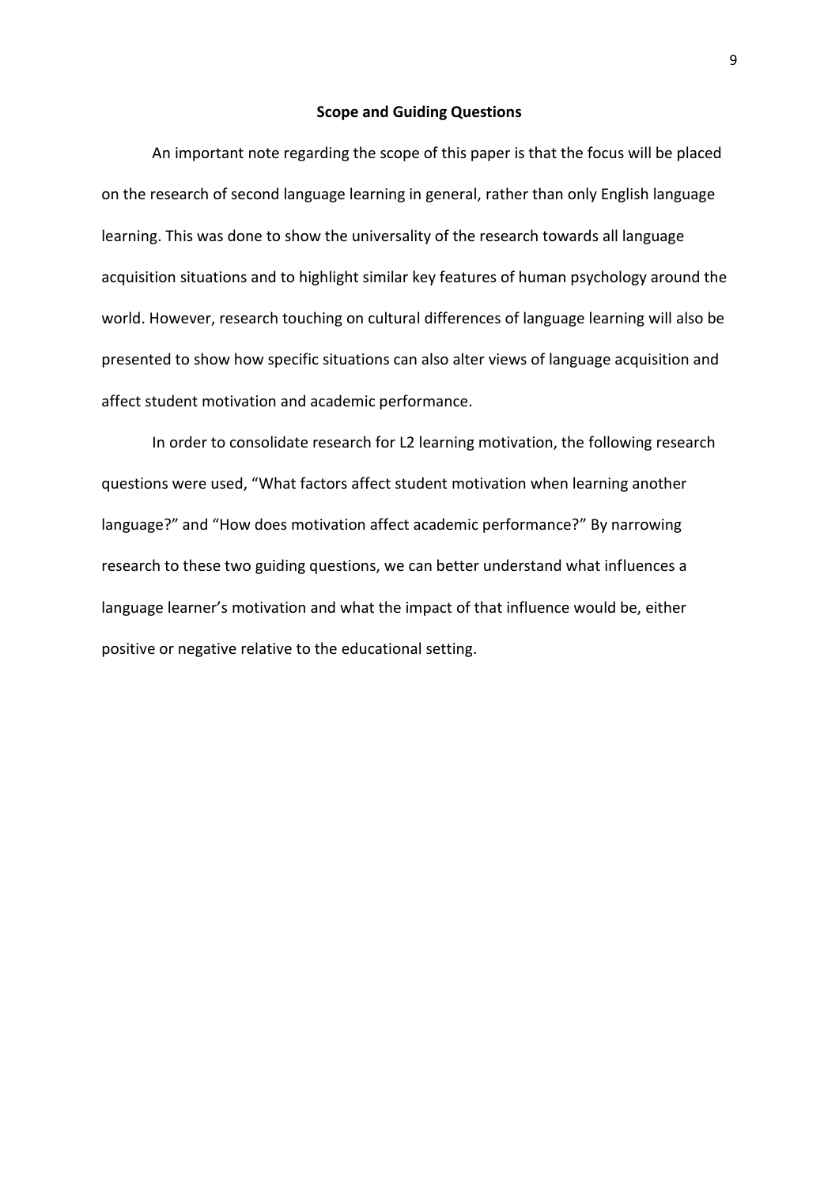## Scope and Guiding Questions

An important note regarding the scope of this paper is that the focus will be placed on the research of second language learning in general, rather than only English language learning. This was done to show the universality of the research towards all language acquisition situations and to highlight similar key features of human psychology around the world. However, research touching on cultural differences of language learning will also be presented to show how specific situations can also alter views of language acquisition and affect student motivation and academic performance.

In order to consolidate research for L2 learning motivation, the following research questions were used, “What factors affect student motivation when learning another language?” and “How does motivation affect academic performance?” By narrowing research to these two guiding questions, we can better understand what influences a language learner’s motivation and what the impact of that influence would be, either positive or negative relative to the educational setting.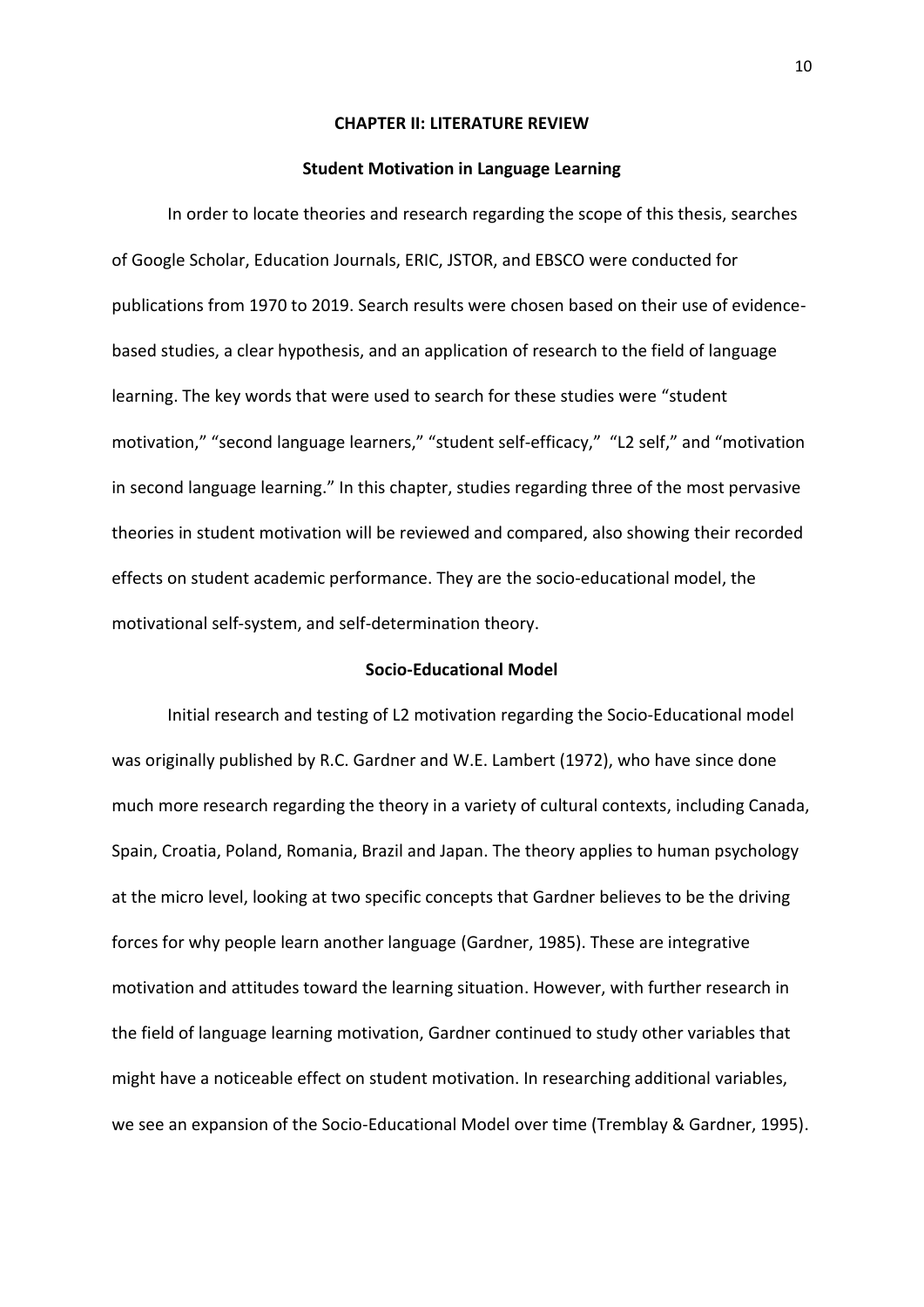# CHAPTER II: LITERATURE REVIEW

## Student Motivation in Language Learning

In order to locate theories and research regarding the scope of this thesis, searches of Google Scholar, Education Journals, ERIC, JSTOR, and EBSCO were conducted for publications from 1970 to 2019. Search results were chosen based on their use of evidence-based studies, a clear hypothesis, and an application of research to the field of language learning. The key words that were used to search for these studies were "student motivation," "second language learners," "student self-efficacy," "L2 self," and "motivation in second language learning." In this chapter, studies regarding three of the most pervasive theories in student motivation will be reviewed and compared, also showing their recorded effects on student academic performance. They are the socio-educational model, the motivational self-system, and self-determination theory.

### Socio-Educational Model

Initial research and testing of L2 motivation regarding the Socio-Educational model was originally published by R.C. Gardner and W.E. Lambert (1972), who have since done much more research regarding the theory in a variety of cultural contexts, including Canada, Spain, Croatia, Poland, Romania, Brazil and Japan. The theory applies to human psychology at the micro level, looking at two specific concepts that Gardner believes to be the driving forces for why people learn another language (Gardner, 1985). These are integrative motivation and attitudes toward the learning situation. However, with further research in the field of language learning motivation, Gardner continued to study other variables that might have a noticeable effect on student motivation. In researching additional variables, we see an expansion of the Socio-Educational Model over time (Tremblay & Gardner, 1995).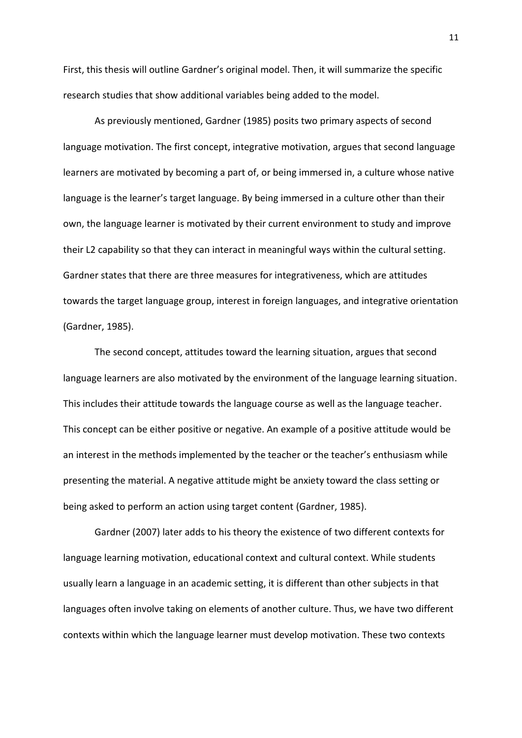First, this thesis will outline Gardner's original model. Then, it will summarize the specific research studies that show additional variables being added to the model.

As previously mentioned, Gardner (1985) posits two primary aspects of second language motivation. The first concept, integrative motivation, argues that second language learners are motivated by becoming a part of, or being immersed in, a culture whose native language is the learner's target language. By being immersed in a culture other than their own, the language learner is motivated by their current environment to study and improve their L2 capability so that they can interact in meaningful ways within the cultural setting. Gardner states that there are three measures for integrativeness, which are attitudes towards the target language group, interest in foreign languages, and integrative orientation (Gardner, 1985).

The second concept, attitudes toward the learning situation, argues that second language learners are also motivated by the environment of the language learning situation. This includes their attitude towards the language course as well as the language teacher. This concept can be either positive or negative. An example of a positive attitude would be an interest in the methods implemented by the teacher or the teacher's enthusiasm while presenting the material. A negative attitude might be anxiety toward the class setting or being asked to perform an action using target content (Gardner, 1985).

Gardner (2007) later adds to his theory the existence of two different contexts for language learning motivation, educational context and cultural context. While students usually learn a language in an academic setting, it is different than other subjects in that languages often involve taking on elements of another culture. Thus, we have two different contexts within which the language learner must develop motivation. These two contexts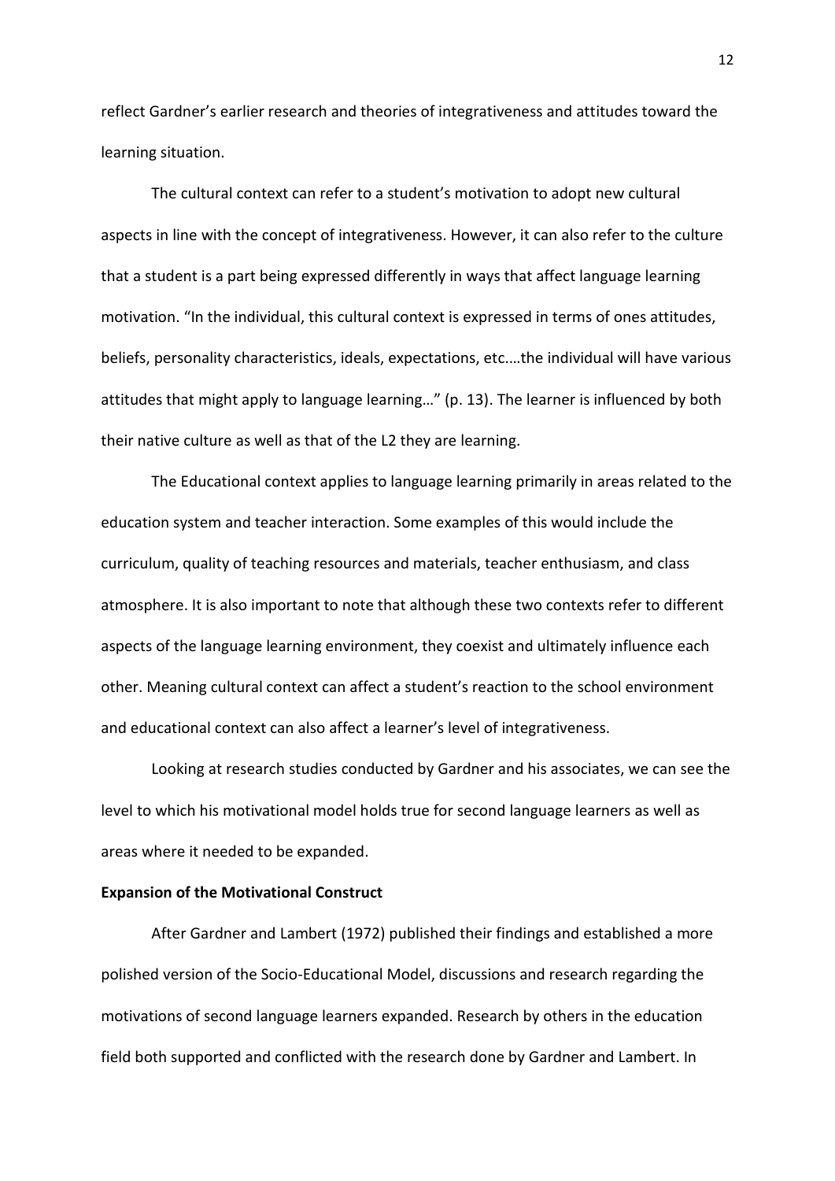reflect Gardner's earlier research and theories of integrativeness and attitudes toward the learning situation.

The cultural context can refer to a student's motivation to adopt new cultural aspects in line with the concept of integrativeness. However, it can also refer to the culture that a student is a part being expressed differently in ways that affect language learning motivation. "In the individual, this cultural context is expressed in terms of ones attitudes, beliefs, personality characteristics, ideals, expectations, etc.…the individual will have various attitudes that might apply to language learning…" (p. 13). The learner is influenced by both their native culture as well as that of the L2 they are learning.

The Educational context applies to language learning primarily in areas related to the education system and teacher interaction. Some examples of this would include the curriculum, quality of teaching resources and materials, teacher enthusiasm, and class atmosphere. It is also important to note that although these two contexts refer to different aspects of the language learning environment, they coexist and ultimately influence each other. Meaning cultural context can affect a student's reaction to the school environment and educational context can also affect a learner's level of integrativeness.

Looking at research studies conducted by Gardner and his associates, we can see the level to which his motivational model holds true for second language learners as well as areas where it needed to be expanded.

**Expansion of the Motivational Construct**

After Gardner and Lambert (1972) published their findings and established a more polished version of the Socio-Educational Model, discussions and research regarding the motivations of second language learners expanded. Research by others in the education field both supported and conflicted with the research done by Gardner and Lambert. In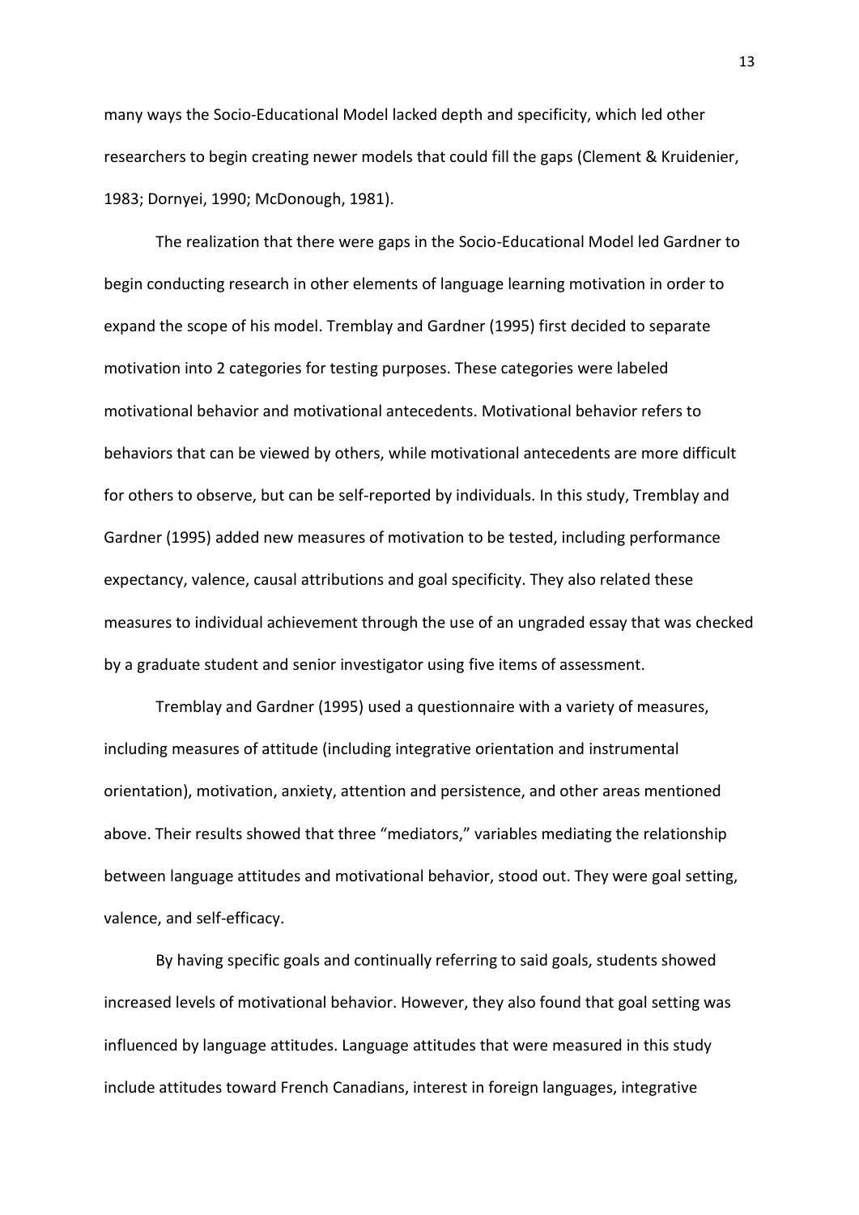many ways the Socio-Educational Model lacked depth and specificity, which led other researchers to begin creating newer models that could fill the gaps (Clement & Kruidenier, 1983; Dornyei, 1990; McDonough, 1981).

The realization that there were gaps in the Socio-Educational Model led Gardner to begin conducting research in other elements of language learning motivation in order to expand the scope of his model. Tremblay and Gardner (1995) first decided to separate motivation into 2 categories for testing purposes. These categories were labeled motivational behavior and motivational antecedents. Motivational behavior refers to behaviors that can be viewed by others, while motivational antecedents are more difficult for others to observe, but can be self-reported by individuals. In this study, Tremblay and Gardner (1995) added new measures of motivation to be tested, including performance expectancy, valence, causal attributions and goal specificity. They also related these measures to individual achievement through the use of an ungraded essay that was checked by a graduate student and senior investigator using five items of assessment.

Tremblay and Gardner (1995) used a questionnaire with a variety of measures, including measures of attitude (including integrative orientation and instrumental orientation), motivation, anxiety, attention and persistence, and other areas mentioned above. Their results showed that three "mediators," variables mediating the relationship between language attitudes and motivational behavior, stood out. They were goal setting, valence, and self-efficacy.

By having specific goals and continually referring to said goals, students showed increased levels of motivational behavior. However, they also found that goal setting was influenced by language attitudes. Language attitudes that were measured in this study include attitudes toward French Canadians, interest in foreign languages, integrative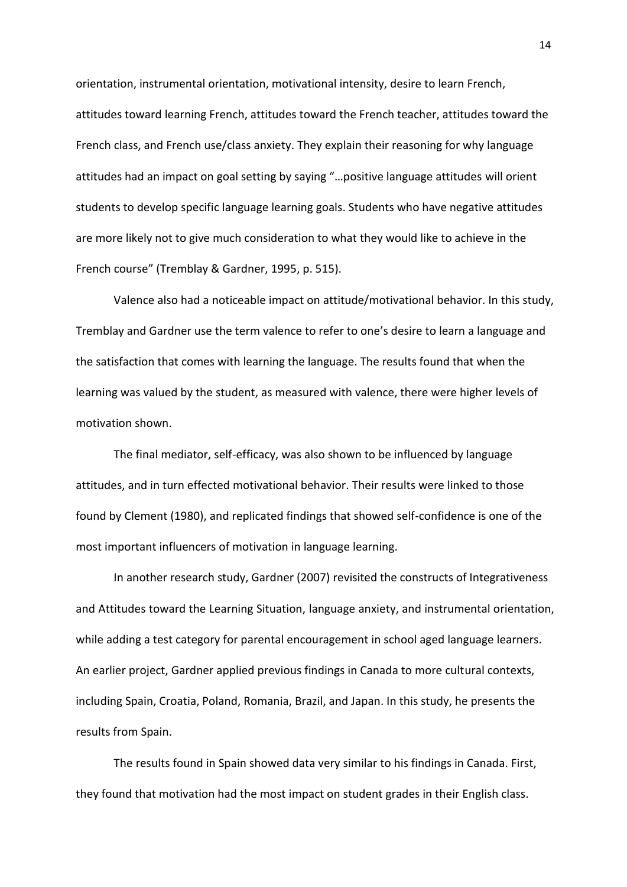orientation, instrumental orientation, motivational intensity, desire to learn French, attitudes toward learning French, attitudes toward the French teacher, attitudes toward the French class, and French use/class anxiety. They explain their reasoning for why language attitudes had an impact on goal setting by saying "…positive language attitudes will orient students to develop specific language learning goals. Students who have negative attitudes are more likely not to give much consideration to what they would like to achieve in the French course" (Tremblay & Gardner, 1995, p. 515).

Valence also had a noticeable impact on attitude/motivational behavior. In this study, Tremblay and Gardner use the term valence to refer to one's desire to learn a language and the satisfaction that comes with learning the language. The results found that when the learning was valued by the student, as measured with valence, there were higher levels of motivation shown.

The final mediator, self-efficacy, was also shown to be influenced by language attitudes, and in turn effected motivational behavior. Their results were linked to those found by Clement (1980), and replicated findings that showed self-confidence is one of the most important influencers of motivation in language learning.

In another research study, Gardner (2007) revisited the constructs of Integrativeness and Attitudes toward the Learning Situation, language anxiety, and instrumental orientation, while adding a test category for parental encouragement in school aged language learners. An earlier project, Gardner applied previous findings in Canada to more cultural contexts, including Spain, Croatia, Poland, Romania, Brazil, and Japan. In this study, he presents the results from Spain.

The results found in Spain showed data very similar to his findings in Canada. First, they found that motivation had the most impact on student grades in their English class.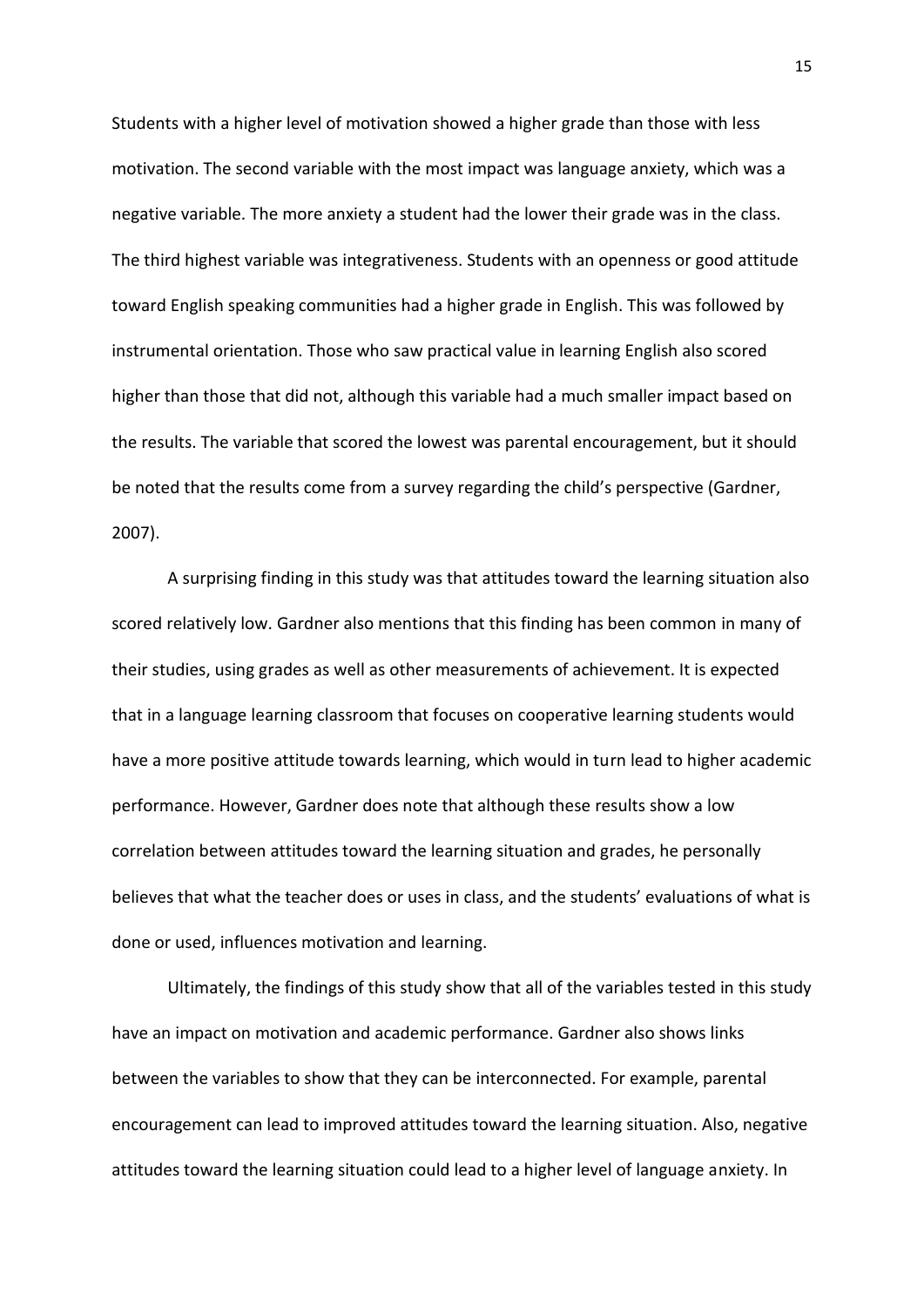Students with a higher level of motivation showed a higher grade than those with less motivation. The second variable with the most impact was language anxiety, which was a negative variable. The more anxiety a student had the lower their grade was in the class. The third highest variable was integrativeness. Students with an openness or good attitude toward English speaking communities had a higher grade in English. This was followed by instrumental orientation. Those who saw practical value in learning English also scored higher than those that did not, although this variable had a much smaller impact based on the results. The variable that scored the lowest was parental encouragement, but it should be noted that the results come from a survey regarding the child's perspective (Gardner, 2007).

A surprising finding in this study was that attitudes toward the learning situation also scored relatively low. Gardner also mentions that this finding has been common in many of their studies, using grades as well as other measurements of achievement. It is expected that in a language learning classroom that focuses on cooperative learning students would have a more positive attitude towards learning, which would in turn lead to higher academic performance. However, Gardner does note that although these results show a low correlation between attitudes toward the learning situation and grades, he personally believes that what the teacher does or uses in class, and the students' evaluations of what is done or used, influences motivation and learning.

Ultimately, the findings of this study show that all of the variables tested in this study have an impact on motivation and academic performance. Gardner also shows links between the variables to show that they can be interconnected. For example, parental encouragement can lead to improved attitudes toward the learning situation. Also, negative attitudes toward the learning situation could lead to a higher level of language anxiety. In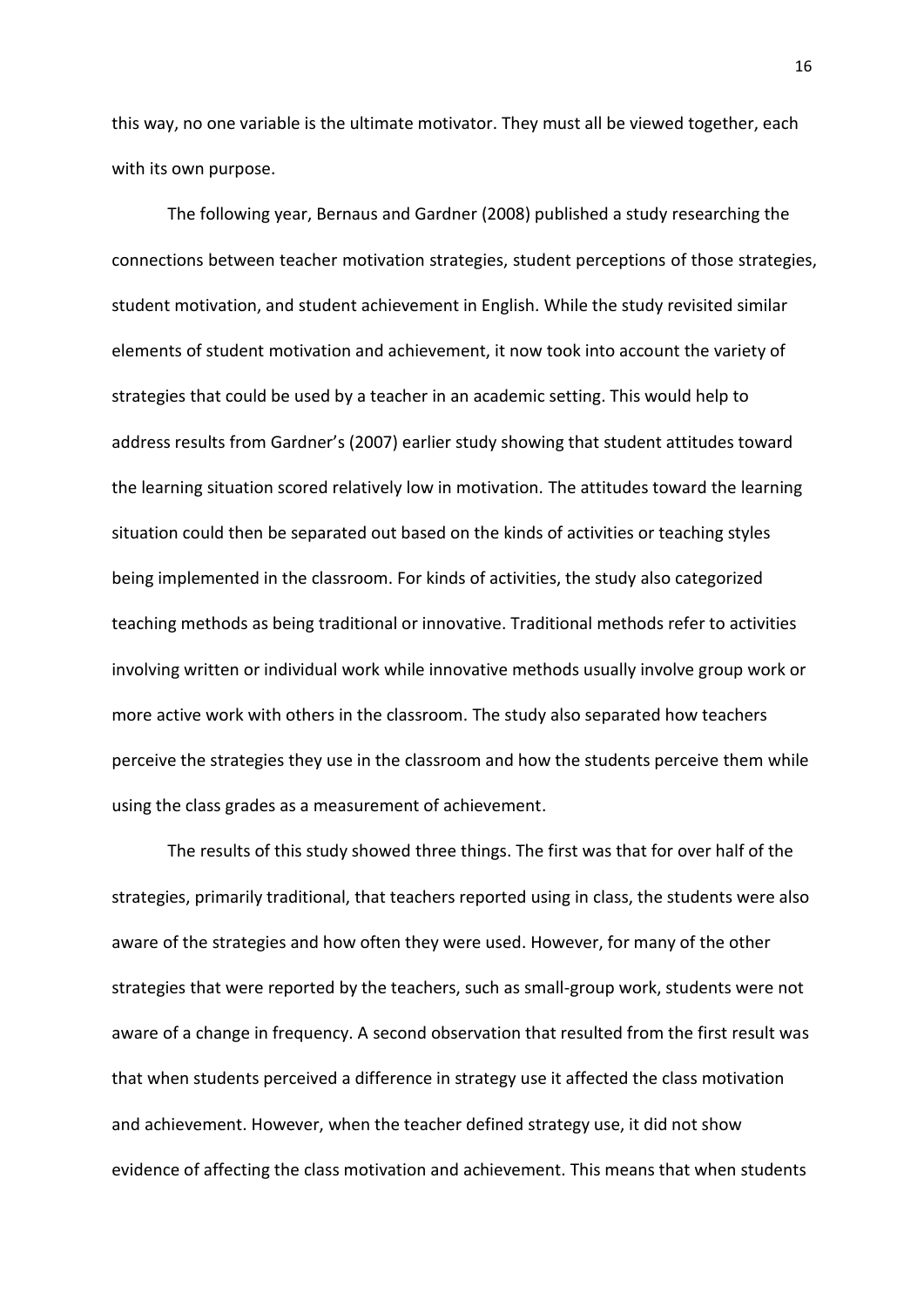this way, no one variable is the ultimate motivator. They must all be viewed together, each with its own purpose.

The following year, Bernaus and Gardner (2008) published a study researching the connections between teacher motivation strategies, student perceptions of those strategies, student motivation, and student achievement in English. While the study revisited similar elements of student motivation and achievement, it now took into account the variety of strategies that could be used by a teacher in an academic setting. This would help to address results from Gardner's (2007) earlier study showing that student attitudes toward the learning situation scored relatively low in motivation. The attitudes toward the learning situation could then be separated out based on the kinds of activities or teaching styles being implemented in the classroom. For kinds of activities, the study also categorized teaching methods as being traditional or innovative. Traditional methods refer to activities involving written or individual work while innovative methods usually involve group work or more active work with others in the classroom. The study also separated how teachers perceive the strategies they use in the classroom and how the students perceive them while using the class grades as a measurement of achievement.

The results of this study showed three things. The first was that for over half of the strategies, primarily traditional, that teachers reported using in class, the students were also aware of the strategies and how often they were used. However, for many of the other strategies that were reported by the teachers, such as small-group work, students were not aware of a change in frequency. A second observation that resulted from the first result was that when students perceived a difference in strategy use it affected the class motivation and achievement. However, when the teacher defined strategy use, it did not show evidence of affecting the class motivation and achievement. This means that when students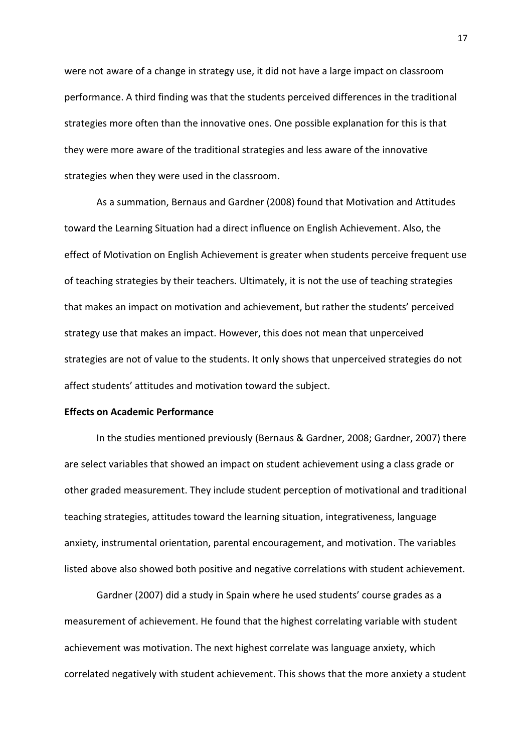were not aware of a change in strategy use, it did not have a large impact on classroom performance. A third finding was that the students perceived differences in the traditional strategies more often than the innovative ones. One possible explanation for this is that they were more aware of the traditional strategies and less aware of the innovative strategies when they were used in the classroom.

As a summation, Bernaus and Gardner (2008) found that Motivation and Attitudes toward the Learning Situation had a direct influence on English Achievement. Also, the effect of Motivation on English Achievement is greater when students perceive frequent use of teaching strategies by their teachers. Ultimately, it is not the use of teaching strategies that makes an impact on motivation and achievement, but rather the students' perceived strategy use that makes an impact. However, this does not mean that unperceived strategies are not of value to the students. It only shows that unperceived strategies do not affect students' attitudes and motivation toward the subject.

**Effects on Academic Performance**

In the studies mentioned previously (Bernaus & Gardner, 2008; Gardner, 2007) there are select variables that showed an impact on student achievement using a class grade or other graded measurement. They include student perception of motivational and traditional teaching strategies, attitudes toward the learning situation, integrativeness, language anxiety, instrumental orientation, parental encouragement, and motivation. The variables listed above also showed both positive and negative correlations with student achievement.

Gardner (2007) did a study in Spain where he used students' course grades as a measurement of achievement. He found that the highest correlating variable with student achievement was motivation. The next highest correlate was language anxiety, which correlated negatively with student achievement. This shows that the more anxiety a student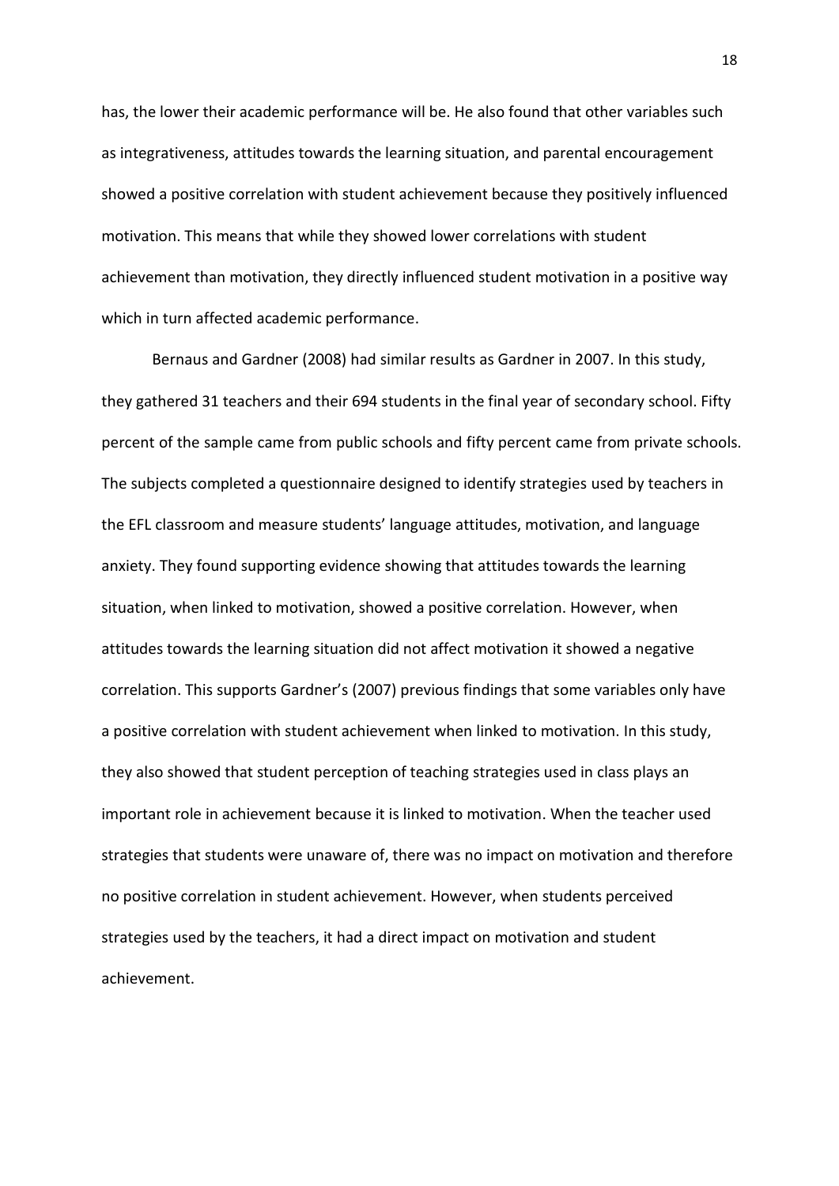has, the lower their academic performance will be. He also found that other variables such as integrativeness, attitudes towards the learning situation, and parental encouragement showed a positive correlation with student achievement because they positively influenced motivation. This means that while they showed lower correlations with student achievement than motivation, they directly influenced student motivation in a positive way which in turn affected academic performance.

Bernaus and Gardner (2008) had similar results as Gardner in 2007. In this study, they gathered 31 teachers and their 694 students in the final year of secondary school. Fifty percent of the sample came from public schools and fifty percent came from private schools. The subjects completed a questionnaire designed to identify strategies used by teachers in the EFL classroom and measure students' language attitudes, motivation, and language anxiety. They found supporting evidence showing that attitudes towards the learning situation, when linked to motivation, showed a positive correlation. However, when attitudes towards the learning situation did not affect motivation it showed a negative correlation. This supports Gardner's (2007) previous findings that some variables only have a positive correlation with student achievement when linked to motivation. In this study, they also showed that student perception of teaching strategies used in class plays an important role in achievement because it is linked to motivation. When the teacher used strategies that students were unaware of, there was no impact on motivation and therefore no positive correlation in student achievement. However, when students perceived strategies used by the teachers, it had a direct impact on motivation and student achievement.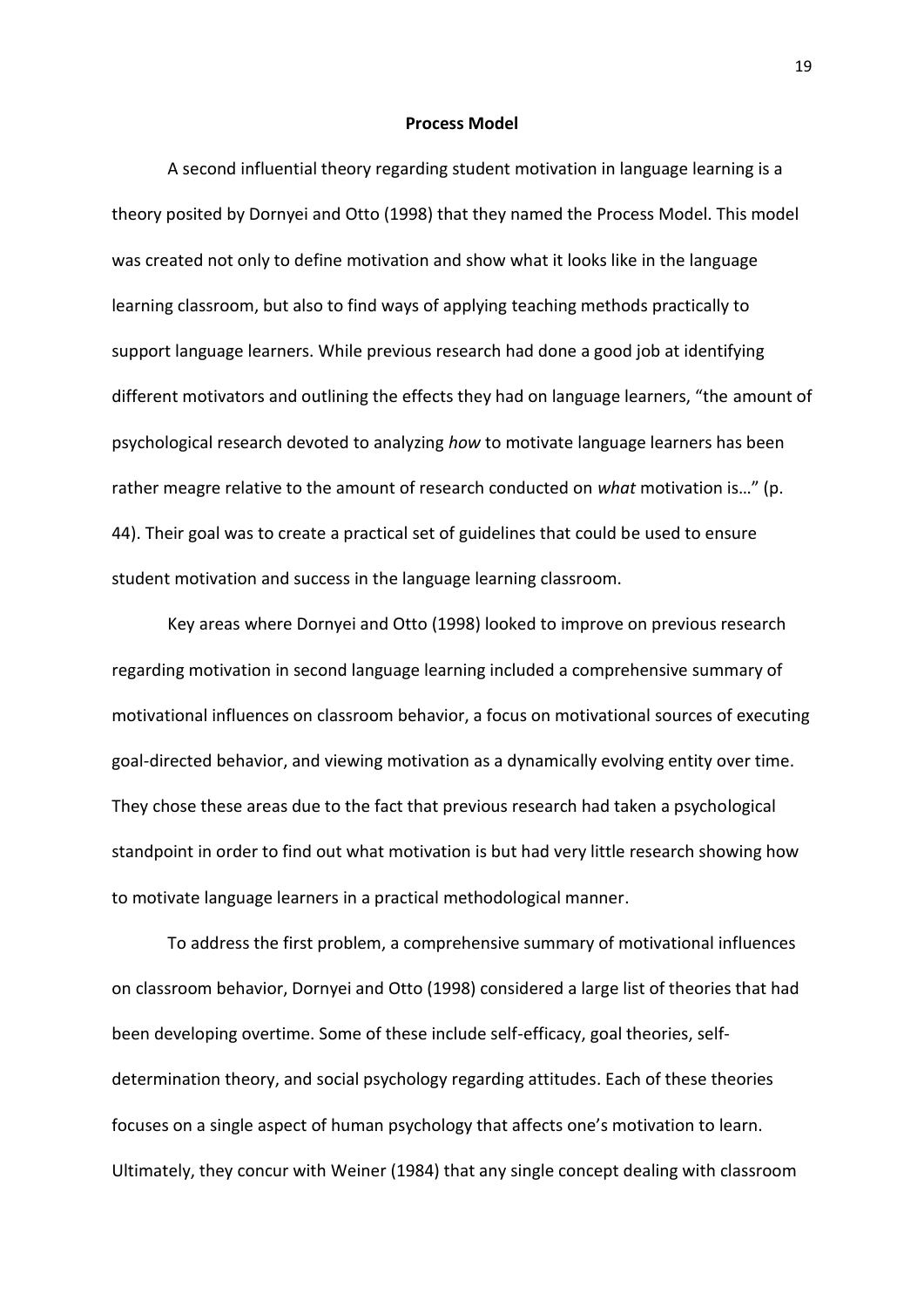## Process Model

A second influential theory regarding student motivation in language learning is a theory posited by Dornyei and Otto (1998) that they named the Process Model. This model was created not only to define motivation and show what it looks like in the language learning classroom, but also to find ways of applying teaching methods practically to support language learners. While previous research had done a good job at identifying different motivators and outlining the effects they had on language learners, "the amount of psychological research devoted to analyzing *how* to motivate language learners has been rather meagre relative to the amount of research conducted on *what* motivation is…" (p. 44). Their goal was to create a practical set of guidelines that could be used to ensure student motivation and success in the language learning classroom.

Key areas where Dornyei and Otto (1998) looked to improve on previous research regarding motivation in second language learning included a comprehensive summary of motivational influences on classroom behavior, a focus on motivational sources of executing goal-directed behavior, and viewing motivation as a dynamically evolving entity over time. They chose these areas due to the fact that previous research had taken a psychological standpoint in order to find out what motivation is but had very little research showing how to motivate language learners in a practical methodological manner.

To address the first problem, a comprehensive summary of motivational influences on classroom behavior, Dornyei and Otto (1998) considered a large list of theories that had been developing overtime. Some of these include self-efficacy, goal theories, self-determination theory, and social psychology regarding attitudes. Each of these theories focuses on a single aspect of human psychology that affects one's motivation to learn. Ultimately, they concur with Weiner (1984) that any single concept dealing with classroom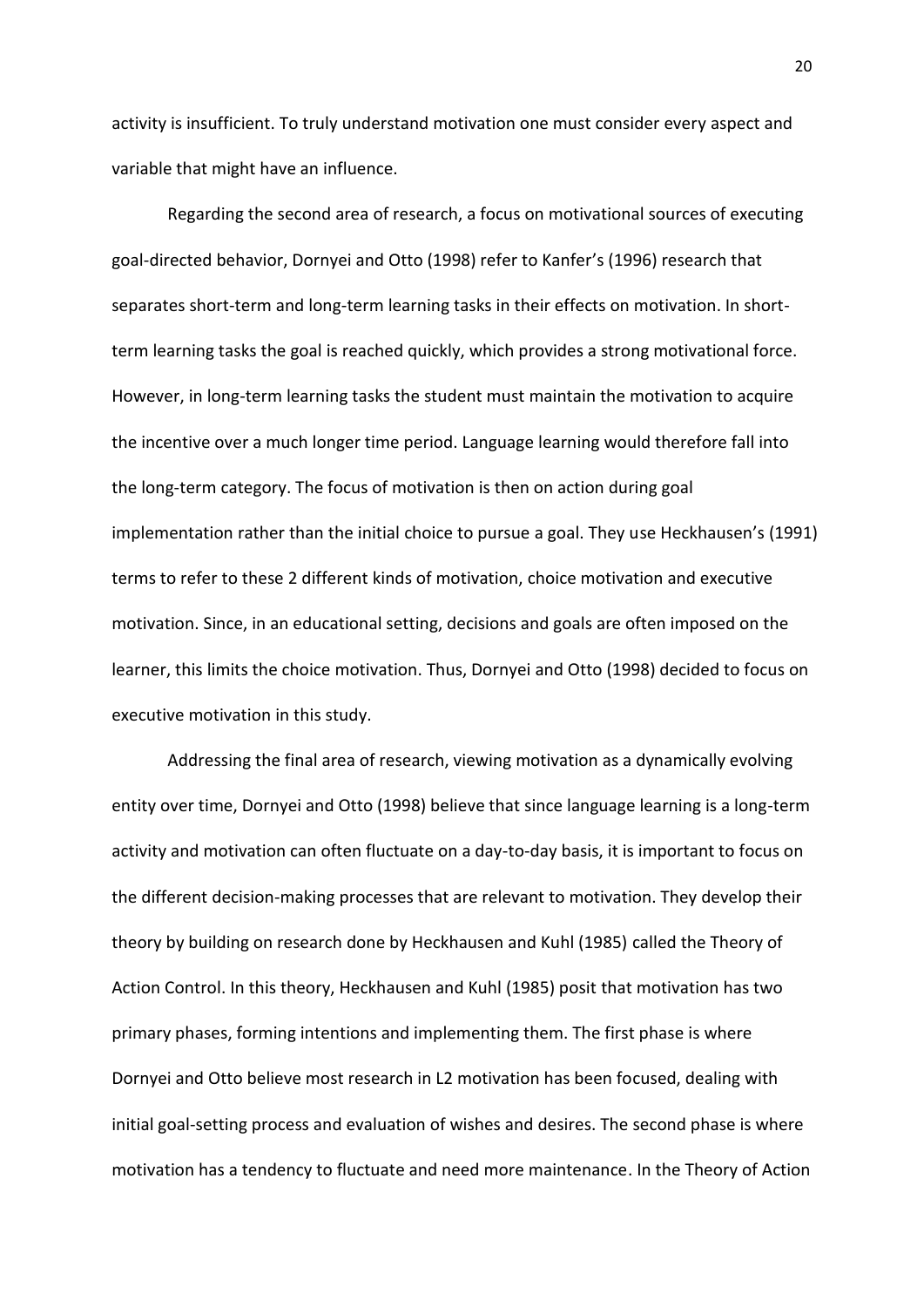activity is insufficient. To truly understand motivation one must consider every aspect and variable that might have an influence.

Regarding the second area of research, a focus on motivational sources of executing goal-directed behavior, Dornyei and Otto (1998) refer to Kanfer's (1996) research that separates short-term and long-term learning tasks in their effects on motivation. In short-term learning tasks the goal is reached quickly, which provides a strong motivational force. However, in long-term learning tasks the student must maintain the motivation to acquire the incentive over a much longer time period. Language learning would therefore fall into the long-term category. The focus of motivation is then on action during goal implementation rather than the initial choice to pursue a goal. They use Heckhausen's (1991) terms to refer to these 2 different kinds of motivation, choice motivation and executive motivation. Since, in an educational setting, decisions and goals are often imposed on the learner, this limits the choice motivation. Thus, Dornyei and Otto (1998) decided to focus on executive motivation in this study.

Addressing the final area of research, viewing motivation as a dynamically evolving entity over time, Dornyei and Otto (1998) believe that since language learning is a long-term activity and motivation can often fluctuate on a day-to-day basis, it is important to focus on the different decision-making processes that are relevant to motivation. They develop their theory by building on research done by Heckhausen and Kuhl (1985) called the Theory of Action Control. In this theory, Heckhausen and Kuhl (1985) posit that motivation has two primary phases, forming intentions and implementing them. The first phase is where Dornyei and Otto believe most research in L2 motivation has been focused, dealing with initial goal-setting process and evaluation of wishes and desires. The second phase is where motivation has a tendency to fluctuate and need more maintenance. In the Theory of Action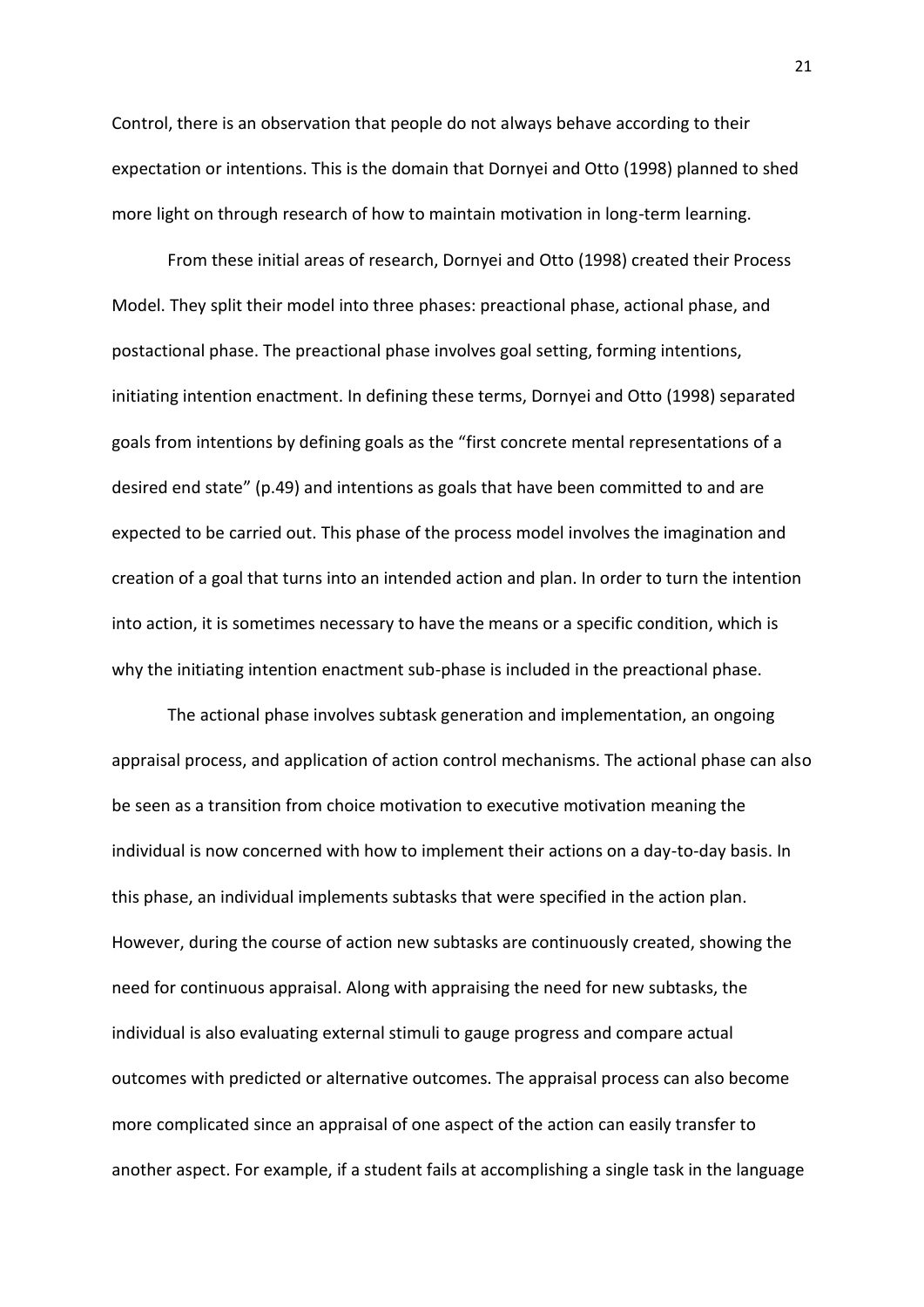Control, there is an observation that people do not always behave according to their expectation or intentions. This is the domain that Dornyei and Otto (1998) planned to shed more light on through research of how to maintain motivation in long-term learning.

From these initial areas of research, Dornyei and Otto (1998) created their Process Model. They split their model into three phases: preactional phase, actional phase, and postactional phase. The preactional phase involves goal setting, forming intentions, initiating intention enactment. In defining these terms, Dornyei and Otto (1998) separated goals from intentions by defining goals as the "first concrete mental representations of a desired end state" (p.49) and intentions as goals that have been committed to and are expected to be carried out. This phase of the process model involves the imagination and creation of a goal that turns into an intended action and plan. In order to turn the intention into action, it is sometimes necessary to have the means or a specific condition, which is why the initiating intention enactment sub-phase is included in the preactional phase.

The actional phase involves subtask generation and implementation, an ongoing appraisal process, and application of action control mechanisms. The actional phase can also be seen as a transition from choice motivation to executive motivation meaning the individual is now concerned with how to implement their actions on a day-to-day basis. In this phase, an individual implements subtasks that were specified in the action plan. However, during the course of action new subtasks are continuously created, showing the need for continuous appraisal. Along with appraising the need for new subtasks, the individual is also evaluating external stimuli to gauge progress and compare actual outcomes with predicted or alternative outcomes. The appraisal process can also become more complicated since an appraisal of one aspect of the action can easily transfer to another aspect. For example, if a student fails at accomplishing a single task in the language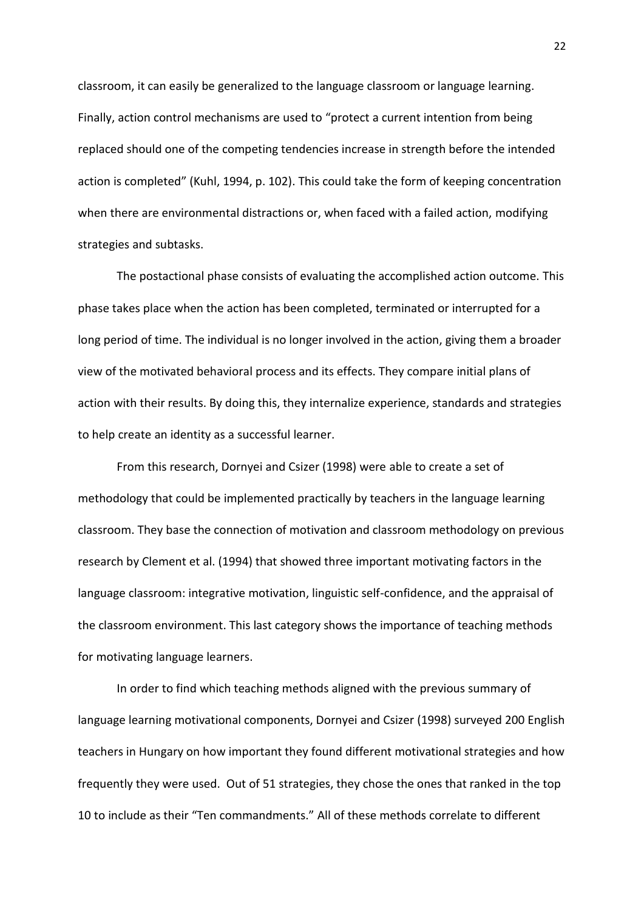classroom, it can easily be generalized to the language classroom or language learning. Finally, action control mechanisms are used to "protect a current intention from being replaced should one of the competing tendencies increase in strength before the intended action is completed" (Kuhl, 1994, p. 102). This could take the form of keeping concentration when there are environmental distractions or, when faced with a failed action, modifying strategies and subtasks.

The postactional phase consists of evaluating the accomplished action outcome. This phase takes place when the action has been completed, terminated or interrupted for a long period of time. The individual is no longer involved in the action, giving them a broader view of the motivated behavioral process and its effects. They compare initial plans of action with their results. By doing this, they internalize experience, standards and strategies to help create an identity as a successful learner.

From this research, Dornyei and Csizer (1998) were able to create a set of methodology that could be implemented practically by teachers in the language learning classroom. They base the connection of motivation and classroom methodology on previous research by Clement et al. (1994) that showed three important motivating factors in the language classroom: integrative motivation, linguistic self-confidence, and the appraisal of the classroom environment. This last category shows the importance of teaching methods for motivating language learners.

In order to find which teaching methods aligned with the previous summary of language learning motivational components, Dornyei and Csizer (1998) surveyed 200 English teachers in Hungary on how important they found different motivational strategies and how frequently they were used. Out of 51 strategies, they chose the ones that ranked in the top 10 to include as their "Ten commandments." All of these methods correlate to different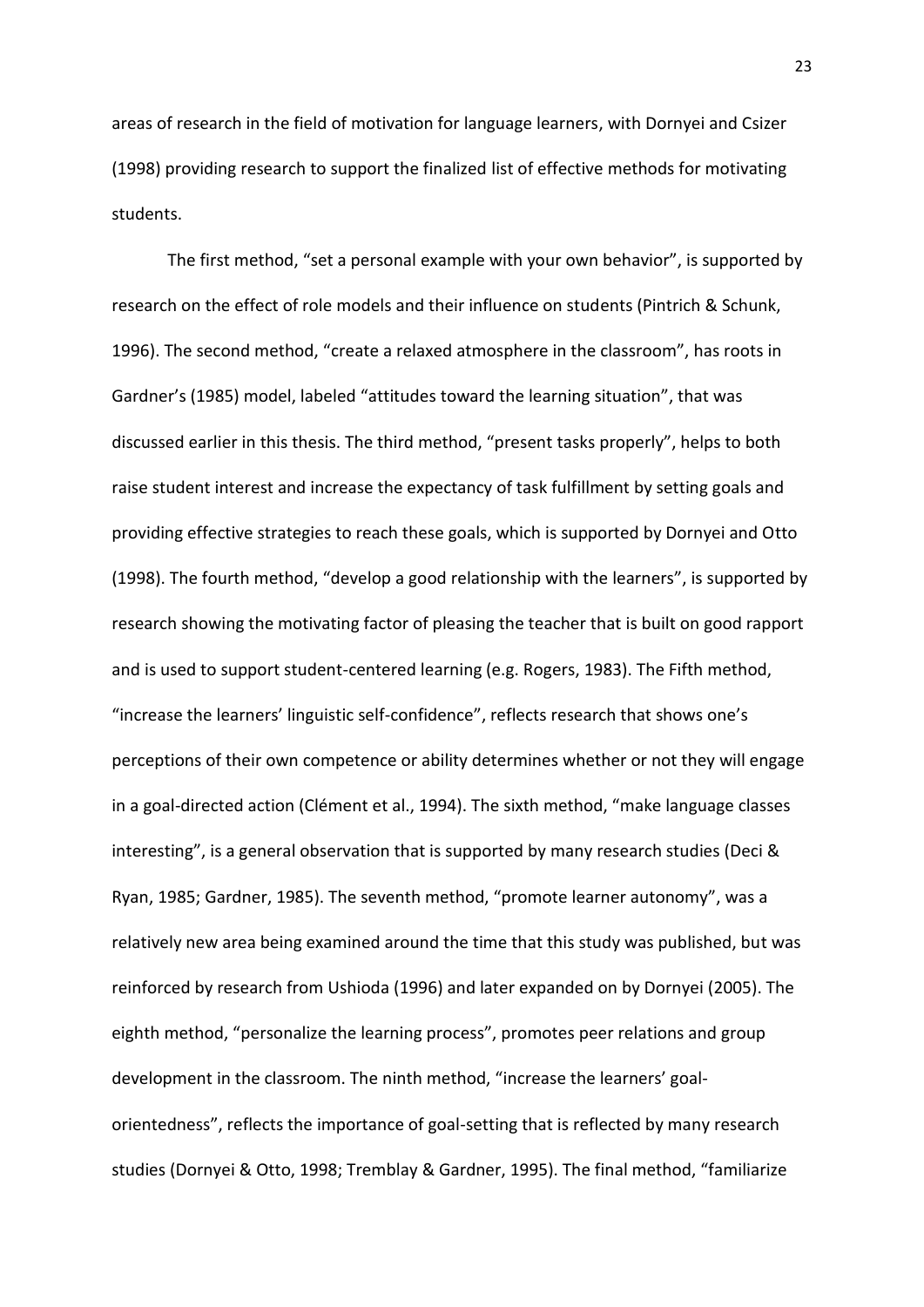areas of research in the field of motivation for language learners, with Dornyei and Csizer (1998) providing research to support the finalized list of effective methods for motivating students.

The first method, "set a personal example with your own behavior", is supported by research on the effect of role models and their influence on students (Pintrich & Schunk, 1996). The second method, "create a relaxed atmosphere in the classroom", has roots in Gardner's (1985) model, labeled "attitudes toward the learning situation", that was discussed earlier in this thesis. The third method, "present tasks properly", helps to both raise student interest and increase the expectancy of task fulfillment by setting goals and providing effective strategies to reach these goals, which is supported by Dornyei and Otto (1998). The fourth method, "develop a good relationship with the learners", is supported by research showing the motivating factor of pleasing the teacher that is built on good rapport and is used to support student-centered learning (e.g. Rogers, 1983). The Fifth method, "increase the learners' linguistic self-confidence", reflects research that shows one's perceptions of their own competence or ability determines whether or not they will engage in a goal-directed action (Clément et al., 1994). The sixth method, "make language classes interesting", is a general observation that is supported by many research studies (Deci & Ryan, 1985; Gardner, 1985). The seventh method, "promote learner autonomy", was a relatively new area being examined around the time that this study was published, but was reinforced by research from Ushioda (1996) and later expanded on by Dornyei (2005). The eighth method, "personalize the learning process", promotes peer relations and group development in the classroom. The ninth method, "increase the learners' goal-orientedness", reflects the importance of goal-setting that is reflected by many research studies (Dornyei & Otto, 1998; Tremblay & Gardner, 1995). The final method, "familiarize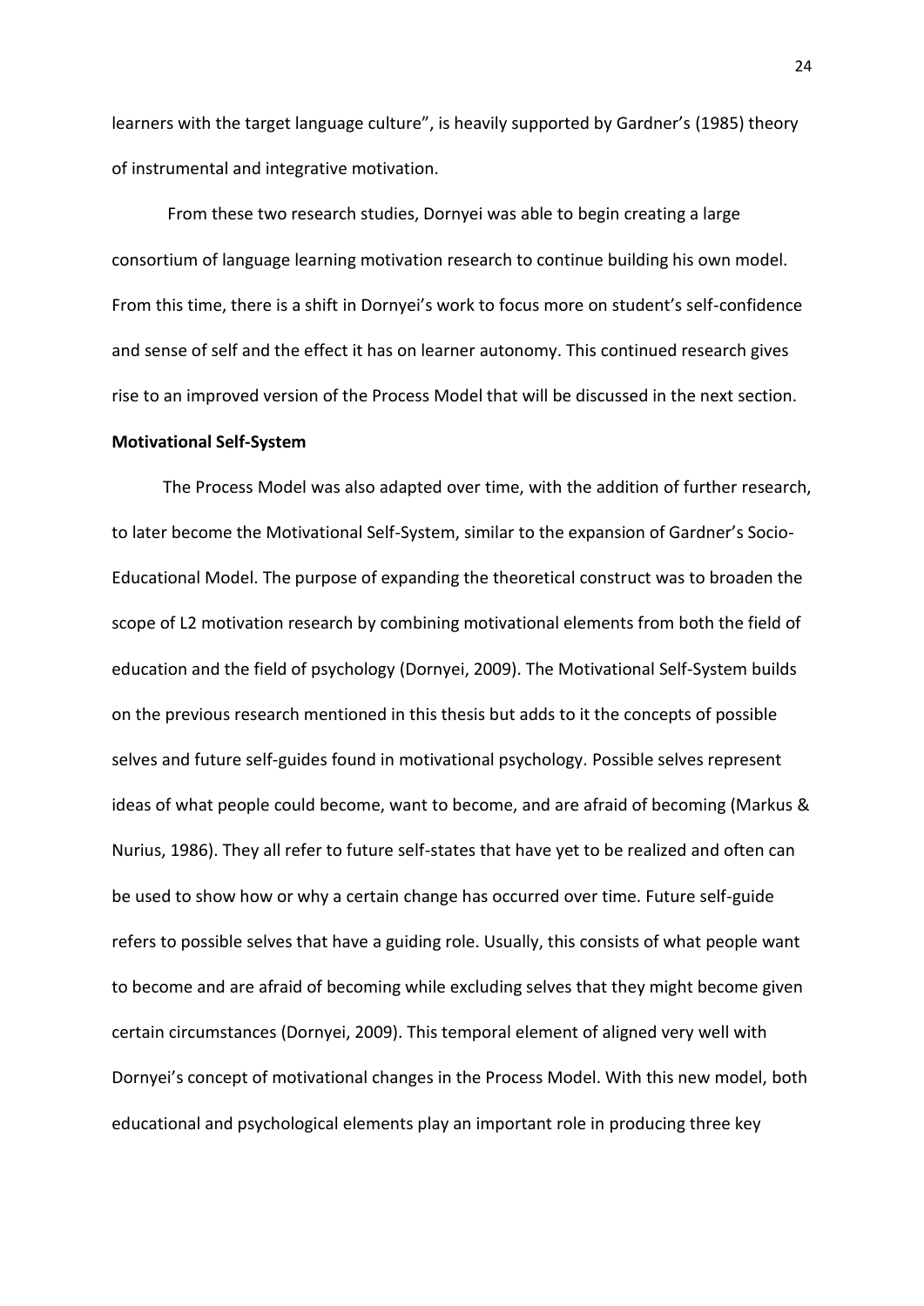learners with the target language culture", is heavily supported by Gardner's (1985) theory of instrumental and integrative motivation.

From these two research studies, Dornyei was able to begin creating a large consortium of language learning motivation research to continue building his own model. From this time, there is a shift in Dornyei's work to focus more on student's self-confidence and sense of self and the effect it has on learner autonomy. This continued research gives rise to an improved version of the Process Model that will be discussed in the next section.

**Motivational Self-System**

The Process Model was also adapted over time, with the addition of further research, to later become the Motivational Self-System, similar to the expansion of Gardner's Socio-Educational Model. The purpose of expanding the theoretical construct was to broaden the scope of L2 motivation research by combining motivational elements from both the field of education and the field of psychology (Dornyei, 2009). The Motivational Self-System builds on the previous research mentioned in this thesis but adds to it the concepts of possible selves and future self-guides found in motivational psychology. Possible selves represent ideas of what people could become, want to become, and are afraid of becoming (Markus & Nurius, 1986). They all refer to future self-states that have yet to be realized and often can be used to show how or why a certain change has occurred over time. Future self-guide refers to possible selves that have a guiding role. Usually, this consists of what people want to become and are afraid of becoming while excluding selves that they might become given certain circumstances (Dornyei, 2009). This temporal element of aligned very well with Dornyei's concept of motivational changes in the Process Model. With this new model, both educational and psychological elements play an important role in producing three key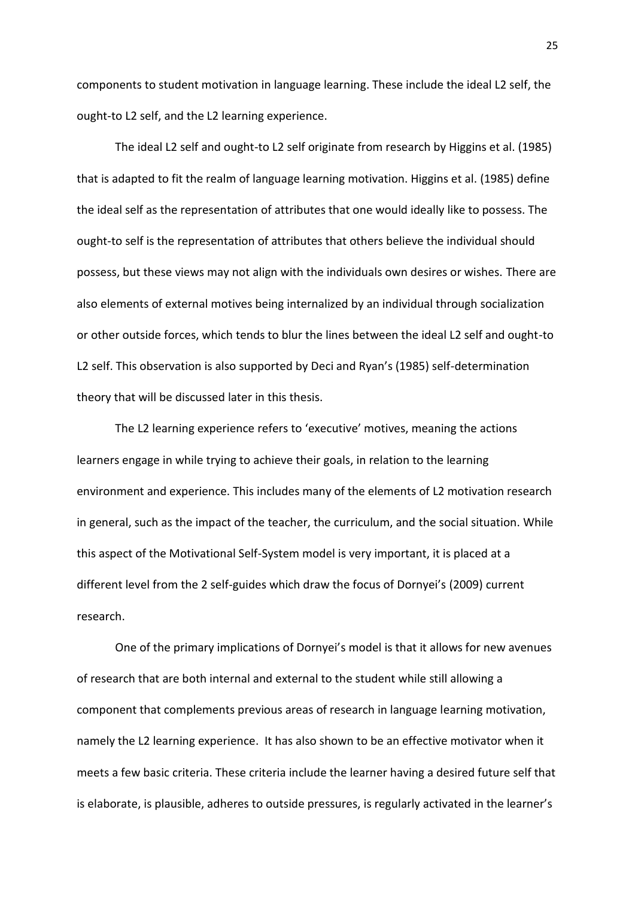components to student motivation in language learning. These include the ideal L2 self, the ought-to L2 self, and the L2 learning experience.

The ideal L2 self and ought-to L2 self originate from research by Higgins et al. (1985) that is adapted to fit the realm of language learning motivation. Higgins et al. (1985) define the ideal self as the representation of attributes that one would ideally like to possess. The ought-to self is the representation of attributes that others believe the individual should possess, but these views may not align with the individuals own desires or wishes. There are also elements of external motives being internalized by an individual through socialization or other outside forces, which tends to blur the lines between the ideal L2 self and ought-to L2 self. This observation is also supported by Deci and Ryan's (1985) self-determination theory that will be discussed later in this thesis.

The L2 learning experience refers to 'executive' motives, meaning the actions learners engage in while trying to achieve their goals, in relation to the learning environment and experience. This includes many of the elements of L2 motivation research in general, such as the impact of the teacher, the curriculum, and the social situation. While this aspect of the Motivational Self-System model is very important, it is placed at a different level from the 2 self-guides which draw the focus of Dornyei's (2009) current research.

One of the primary implications of Dornyei's model is that it allows for new avenues of research that are both internal and external to the student while still allowing a component that complements previous areas of research in language learning motivation, namely the L2 learning experience. It has also shown to be an effective motivator when it meets a few basic criteria. These criteria include the learner having a desired future self that is elaborate, is plausible, adheres to outside pressures, is regularly activated in the learner's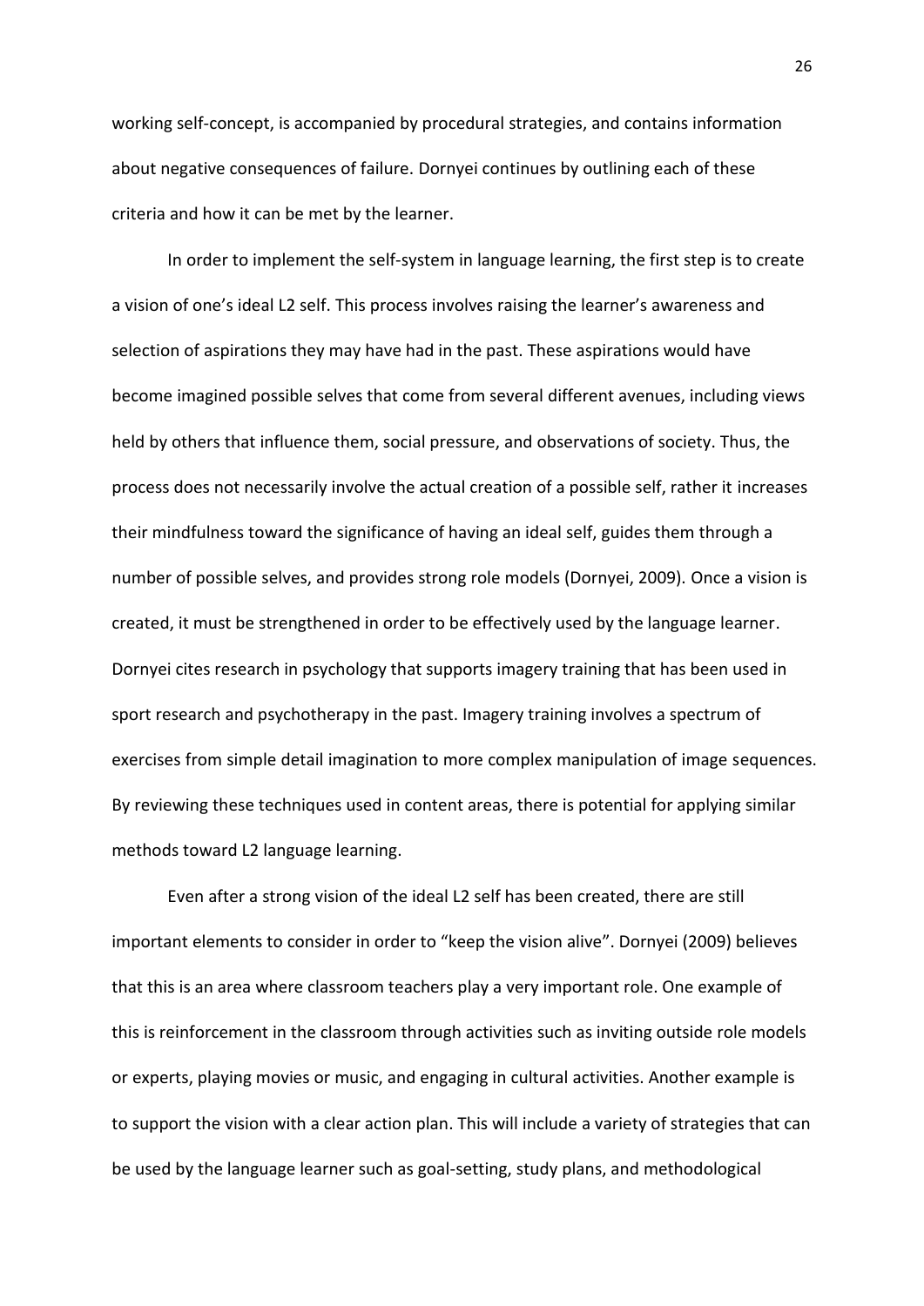working self-concept, is accompanied by procedural strategies, and contains information about negative consequences of failure. Dornyei continues by outlining each of these criteria and how it can be met by the learner.

In order to implement the self-system in language learning, the first step is to create a vision of one's ideal L2 self. This process involves raising the learner's awareness and selection of aspirations they may have had in the past. These aspirations would have become imagined possible selves that come from several different avenues, including views held by others that influence them, social pressure, and observations of society. Thus, the process does not necessarily involve the actual creation of a possible self, rather it increases their mindfulness toward the significance of having an ideal self, guides them through a number of possible selves, and provides strong role models (Dornyei, 2009). Once a vision is created, it must be strengthened in order to be effectively used by the language learner. Dornyei cites research in psychology that supports imagery training that has been used in sport research and psychotherapy in the past. Imagery training involves a spectrum of exercises from simple detail imagination to more complex manipulation of image sequences. By reviewing these techniques used in content areas, there is potential for applying similar methods toward L2 language learning.

Even after a strong vision of the ideal L2 self has been created, there are still important elements to consider in order to "keep the vision alive". Dornyei (2009) believes that this is an area where classroom teachers play a very important role. One example of this is reinforcement in the classroom through activities such as inviting outside role models or experts, playing movies or music, and engaging in cultural activities. Another example is to support the vision with a clear action plan. This will include a variety of strategies that can be used by the language learner such as goal-setting, study plans, and methodological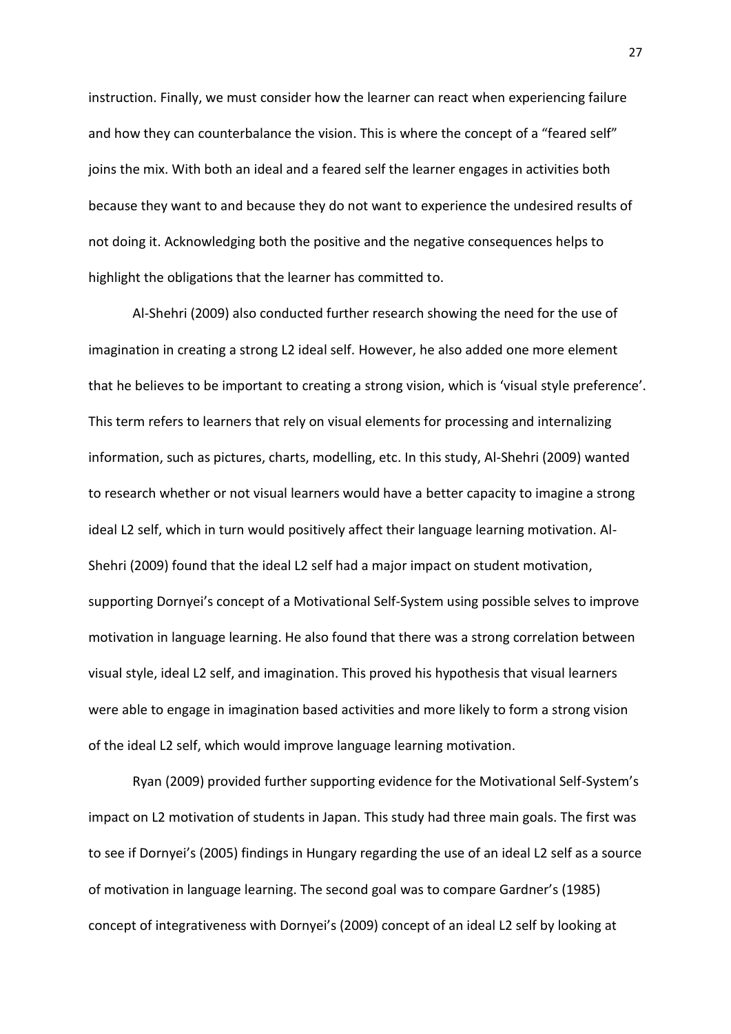instruction. Finally, we must consider how the learner can react when experiencing failure and how they can counterbalance the vision. This is where the concept of a "feared self" joins the mix. With both an ideal and a feared self the learner engages in activities both because they want to and because they do not want to experience the undesired results of not doing it. Acknowledging both the positive and the negative consequences helps to highlight the obligations that the learner has committed to.

Al-Shehri (2009) also conducted further research showing the need for the use of imagination in creating a strong L2 ideal self. However, he also added one more element that he believes to be important to creating a strong vision, which is 'visual style preference'. This term refers to learners that rely on visual elements for processing and internalizing information, such as pictures, charts, modelling, etc. In this study, Al-Shehri (2009) wanted to research whether or not visual learners would have a better capacity to imagine a strong ideal L2 self, which in turn would positively affect their language learning motivation. Al-Shehri (2009) found that the ideal L2 self had a major impact on student motivation, supporting Dornyei's concept of a Motivational Self-System using possible selves to improve motivation in language learning. He also found that there was a strong correlation between visual style, ideal L2 self, and imagination. This proved his hypothesis that visual learners were able to engage in imagination based activities and more likely to form a strong vision of the ideal L2 self, which would improve language learning motivation.

Ryan (2009) provided further supporting evidence for the Motivational Self-System's impact on L2 motivation of students in Japan. This study had three main goals. The first was to see if Dornyei's (2005) findings in Hungary regarding the use of an ideal L2 self as a source of motivation in language learning. The second goal was to compare Gardner's (1985) concept of integrativeness with Dornyei's (2009) concept of an ideal L2 self by looking at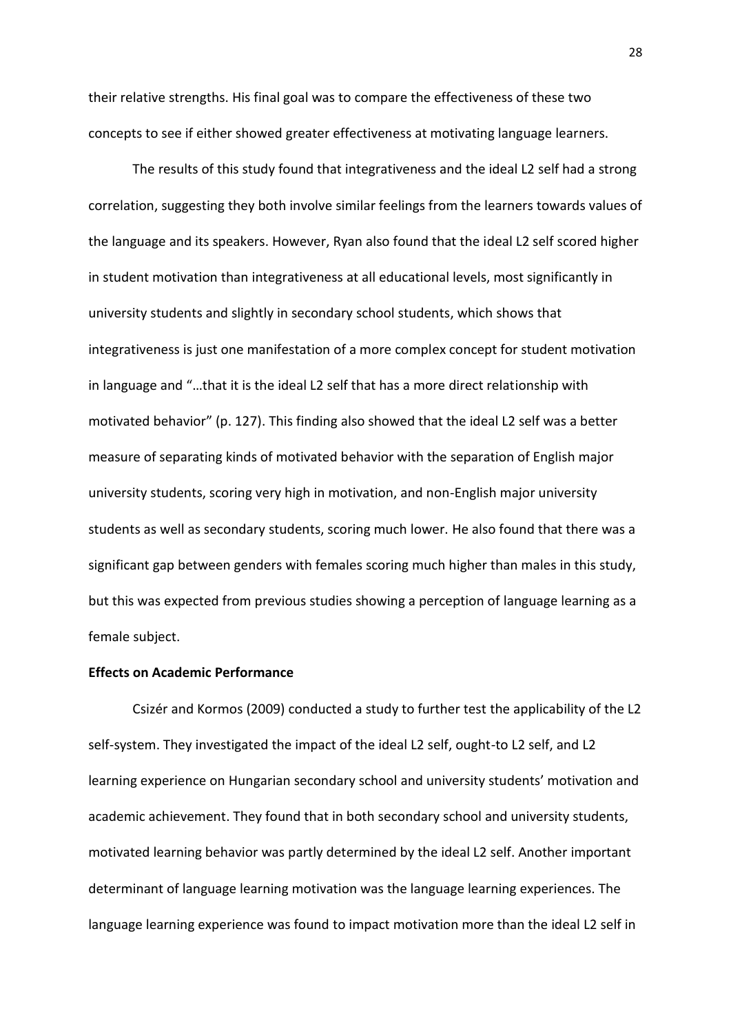their relative strengths. His final goal was to compare the effectiveness of these two concepts to see if either showed greater effectiveness at motivating language learners.

The results of this study found that integrativeness and the ideal L2 self had a strong correlation, suggesting they both involve similar feelings from the learners towards values of the language and its speakers. However, Ryan also found that the ideal L2 self scored higher in student motivation than integrativeness at all educational levels, most significantly in university students and slightly in secondary school students, which shows that integrativeness is just one manifestation of a more complex concept for student motivation in language and "…that it is the ideal L2 self that has a more direct relationship with motivated behavior" (p. 127). This finding also showed that the ideal L2 self was a better measure of separating kinds of motivated behavior with the separation of English major university students, scoring very high in motivation, and non-English major university students as well as secondary students, scoring much lower. He also found that there was a significant gap between genders with females scoring much higher than males in this study, but this was expected from previous studies showing a perception of language learning as a female subject.

**Effects on Academic Performance**

Csizér and Kormos (2009) conducted a study to further test the applicability of the L2 self-system. They investigated the impact of the ideal L2 self, ought-to L2 self, and L2 learning experience on Hungarian secondary school and university students' motivation and academic achievement. They found that in both secondary school and university students, motivated learning behavior was partly determined by the ideal L2 self. Another important determinant of language learning motivation was the language learning experiences. The language learning experience was found to impact motivation more than the ideal L2 self in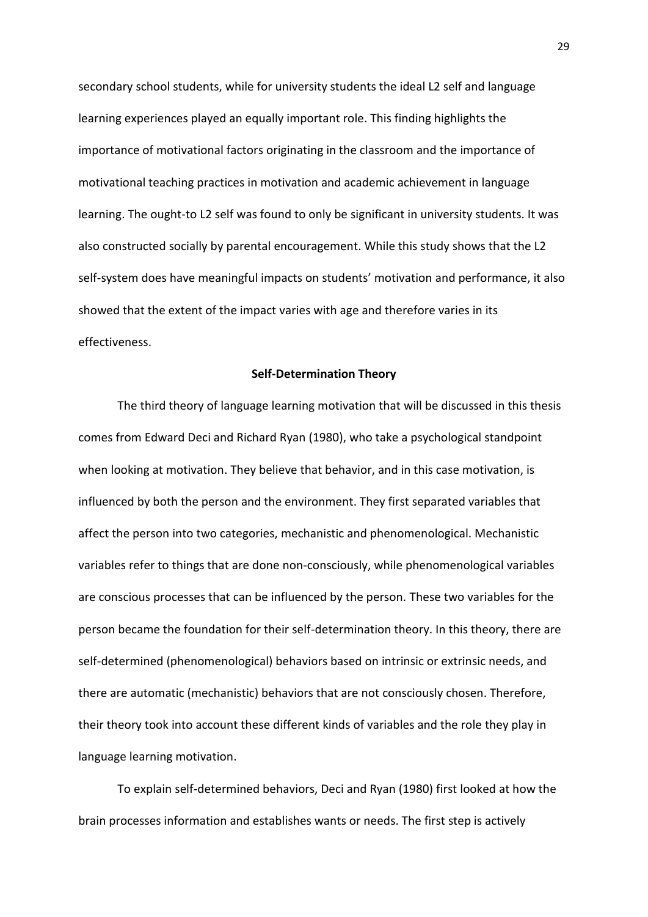secondary school students, while for university students the ideal L2 self and language learning experiences played an equally important role. This finding highlights the importance of motivational factors originating in the classroom and the importance of motivational teaching practices in motivation and academic achievement in language learning. The ought-to L2 self was found to only be significant in university students. It was also constructed socially by parental encouragement. While this study shows that the L2 self-system does have meaningful impacts on students' motivation and performance, it also showed that the extent of the impact varies with age and therefore varies in its effectiveness.

## Self-Determination Theory

The third theory of language learning motivation that will be discussed in this thesis comes from Edward Deci and Richard Ryan (1980), who take a psychological standpoint when looking at motivation. They believe that behavior, and in this case motivation, is influenced by both the person and the environment. They first separated variables that affect the person into two categories, mechanistic and phenomenological. Mechanistic variables refer to things that are done non-consciously, while phenomenological variables are conscious processes that can be influenced by the person. These two variables for the person became the foundation for their self-determination theory. In this theory, there are self-determined (phenomenological) behaviors based on intrinsic or extrinsic needs, and there are automatic (mechanistic) behaviors that are not consciously chosen. Therefore, their theory took into account these different kinds of variables and the role they play in language learning motivation.

To explain self-determined behaviors, Deci and Ryan (1980) first looked at how the brain processes information and establishes wants or needs. The first step is actively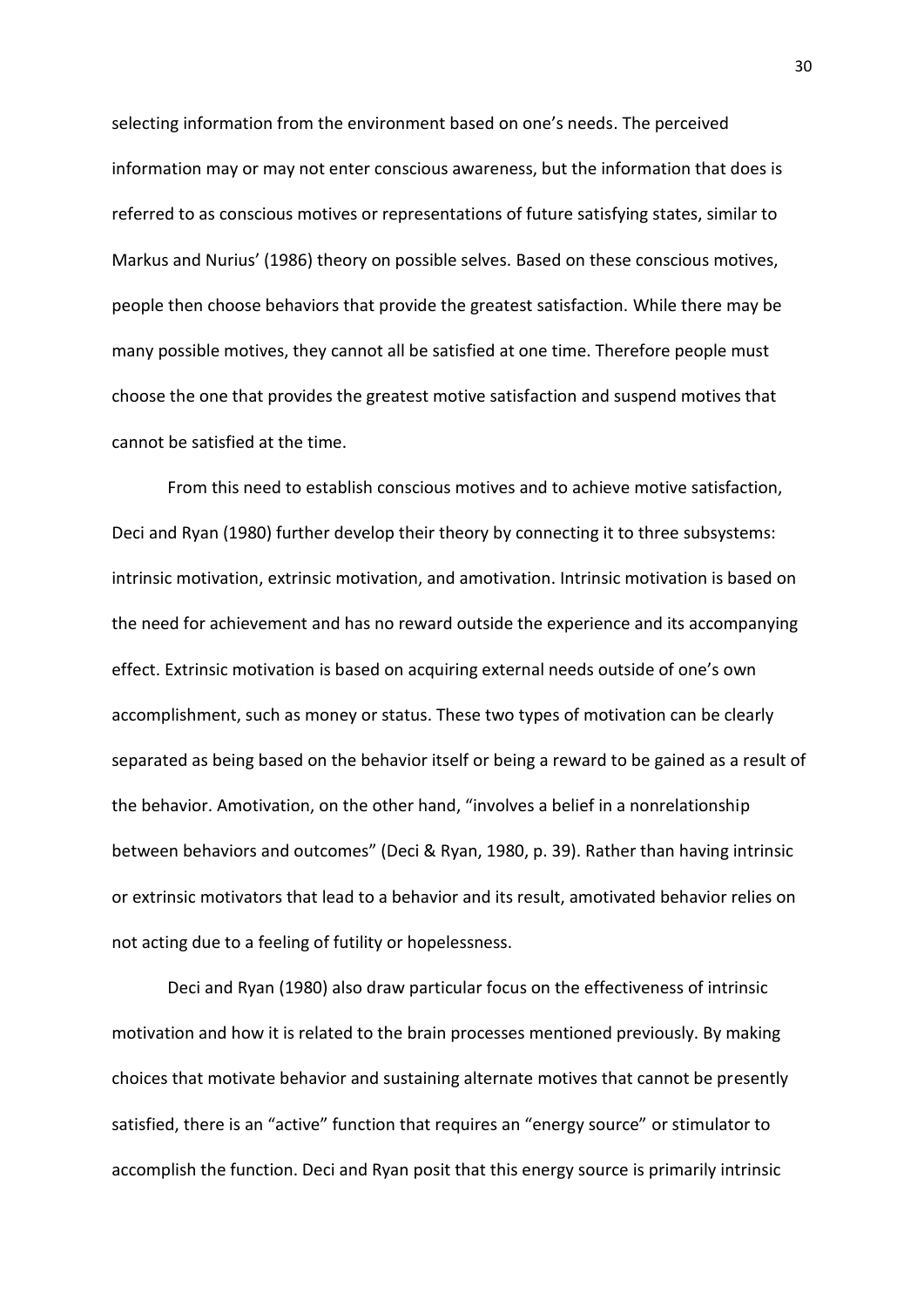selecting information from the environment based on one's needs. The perceived information may or may not enter conscious awareness, but the information that does is referred to as conscious motives or representations of future satisfying states, similar to Markus and Nurius' (1986) theory on possible selves. Based on these conscious motives, people then choose behaviors that provide the greatest satisfaction. While there may be many possible motives, they cannot all be satisfied at one time. Therefore people must choose the one that provides the greatest motive satisfaction and suspend motives that cannot be satisfied at the time.

From this need to establish conscious motives and to achieve motive satisfaction, Deci and Ryan (1980) further develop their theory by connecting it to three subsystems: intrinsic motivation, extrinsic motivation, and amotivation. Intrinsic motivation is based on the need for achievement and has no reward outside the experience and its accompanying effect. Extrinsic motivation is based on acquiring external needs outside of one's own accomplishment, such as money or status. These two types of motivation can be clearly separated as being based on the behavior itself or being a reward to be gained as a result of the behavior. Amotivation, on the other hand, "involves a belief in a nonrelationship between behaviors and outcomes" (Deci & Ryan, 1980, p. 39). Rather than having intrinsic or extrinsic motivators that lead to a behavior and its result, amotivated behavior relies on not acting due to a feeling of futility or hopelessness.

Deci and Ryan (1980) also draw particular focus on the effectiveness of intrinsic motivation and how it is related to the brain processes mentioned previously. By making choices that motivate behavior and sustaining alternate motives that cannot be presently satisfied, there is an "active" function that requires an "energy source" or stimulator to accomplish the function. Deci and Ryan posit that this energy source is primarily intrinsic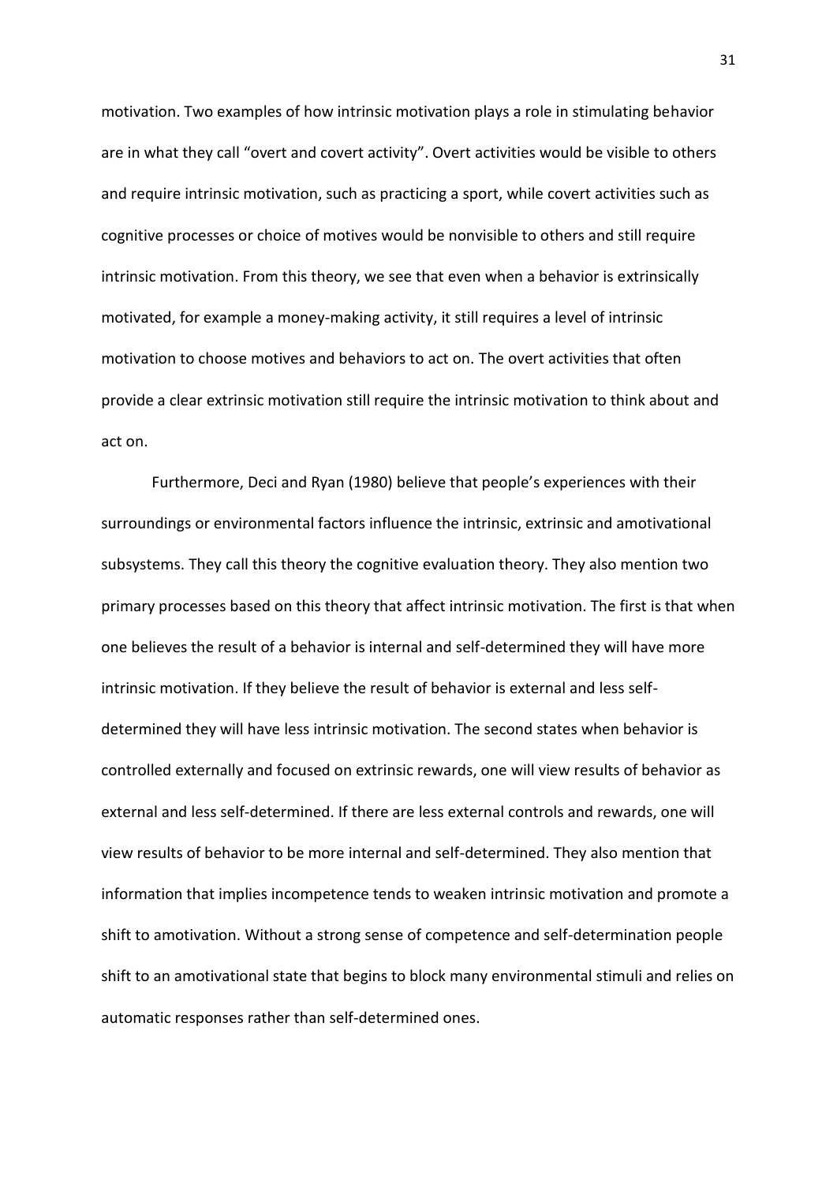motivation. Two examples of how intrinsic motivation plays a role in stimulating behavior are in what they call "overt and covert activity". Overt activities would be visible to others and require intrinsic motivation, such as practicing a sport, while covert activities such as cognitive processes or choice of motives would be nonvisible to others and still require intrinsic motivation. From this theory, we see that even when a behavior is extrinsically motivated, for example a money-making activity, it still requires a level of intrinsic motivation to choose motives and behaviors to act on. The overt activities that often provide a clear extrinsic motivation still require the intrinsic motivation to think about and act on.

Furthermore, Deci and Ryan (1980) believe that people's experiences with their surroundings or environmental factors influence the intrinsic, extrinsic and amotivational subsystems. They call this theory the cognitive evaluation theory. They also mention two primary processes based on this theory that affect intrinsic motivation. The first is that when one believes the result of a behavior is internal and self-determined they will have more intrinsic motivation. If they believe the result of behavior is external and less self-determined they will have less intrinsic motivation. The second states when behavior is controlled externally and focused on extrinsic rewards, one will view results of behavior as external and less self-determined. If there are less external controls and rewards, one will view results of behavior to be more internal and self-determined. They also mention that information that implies incompetence tends to weaken intrinsic motivation and promote a shift to amotivation. Without a strong sense of competence and self-determination people shift to an amotivational state that begins to block many environmental stimuli and relies on automatic responses rather than self-determined ones.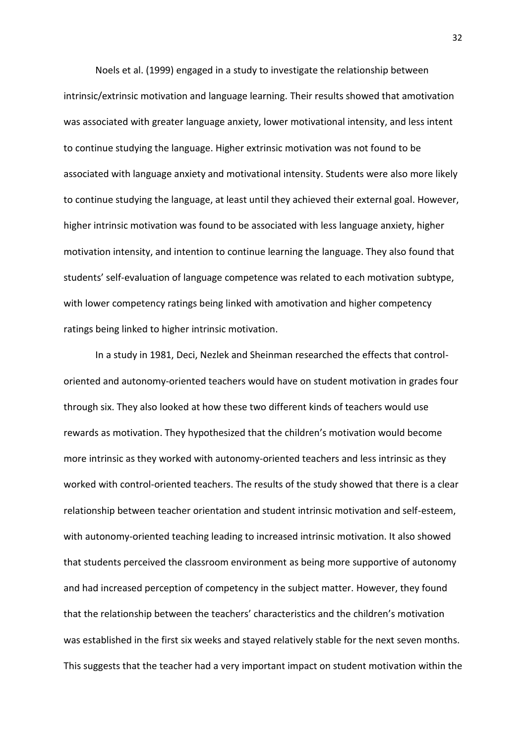Noels et al. (1999) engaged in a study to investigate the relationship between intrinsic/extrinsic motivation and language learning. Their results showed that amotivation was associated with greater language anxiety, lower motivational intensity, and less intent to continue studying the language. Higher extrinsic motivation was not found to be associated with language anxiety and motivational intensity. Students were also more likely to continue studying the language, at least until they achieved their external goal. However, higher intrinsic motivation was found to be associated with less language anxiety, higher motivation intensity, and intention to continue learning the language. They also found that students' self-evaluation of language competence was related to each motivation subtype, with lower competency ratings being linked with amotivation and higher competency ratings being linked to higher intrinsic motivation.

In a study in 1981, Deci, Nezlek and Sheinman researched the effects that control-oriented and autonomy-oriented teachers would have on student motivation in grades four through six. They also looked at how these two different kinds of teachers would use rewards as motivation. They hypothesized that the children's motivation would become more intrinsic as they worked with autonomy-oriented teachers and less intrinsic as they worked with control-oriented teachers. The results of the study showed that there is a clear relationship between teacher orientation and student intrinsic motivation and self-esteem, with autonomy-oriented teaching leading to increased intrinsic motivation. It also showed that students perceived the classroom environment as being more supportive of autonomy and had increased perception of competency in the subject matter. However, they found that the relationship between the teachers' characteristics and the children's motivation was established in the first six weeks and stayed relatively stable for the next seven months. This suggests that the teacher had a very important impact on student motivation within the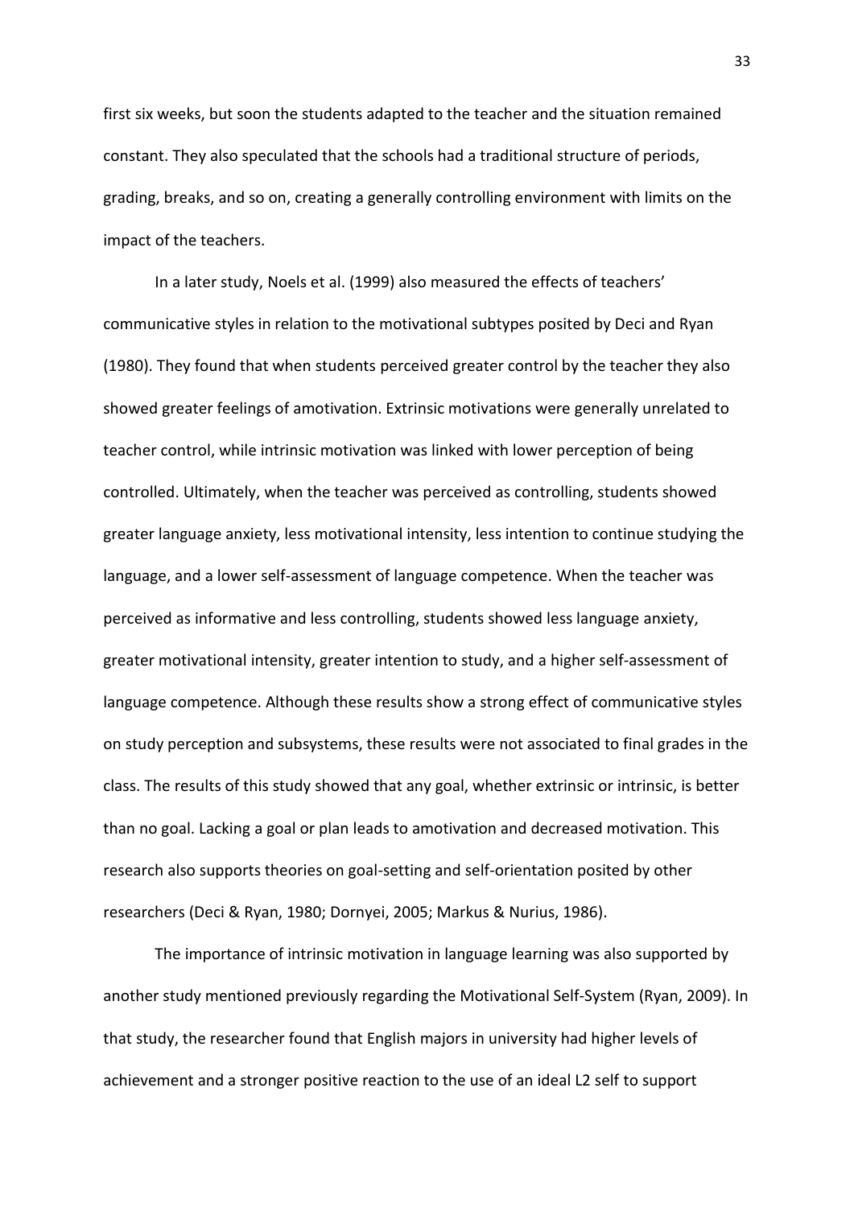first six weeks, but soon the students adapted to the teacher and the situation remained constant. They also speculated that the schools had a traditional structure of periods, grading, breaks, and so on, creating a generally controlling environment with limits on the impact of the teachers.

In a later study, Noels et al. (1999) also measured the effects of teachers' communicative styles in relation to the motivational subtypes posited by Deci and Ryan (1980). They found that when students perceived greater control by the teacher they also showed greater feelings of amotivation. Extrinsic motivations were generally unrelated to teacher control, while intrinsic motivation was linked with lower perception of being controlled. Ultimately, when the teacher was perceived as controlling, students showed greater language anxiety, less motivational intensity, less intention to continue studying the language, and a lower self-assessment of language competence. When the teacher was perceived as informative and less controlling, students showed less language anxiety, greater motivational intensity, greater intention to study, and a higher self-assessment of language competence. Although these results show a strong effect of communicative styles on study perception and subsystems, these results were not associated to final grades in the class. The results of this study showed that any goal, whether extrinsic or intrinsic, is better than no goal. Lacking a goal or plan leads to amotivation and decreased motivation. This research also supports theories on goal-setting and self-orientation posited by other researchers (Deci & Ryan, 1980; Dornyei, 2005; Markus & Nurius, 1986).

The importance of intrinsic motivation in language learning was also supported by another study mentioned previously regarding the Motivational Self-System (Ryan, 2009). In that study, the researcher found that English majors in university had higher levels of achievement and a stronger positive reaction to the use of an ideal L2 self to support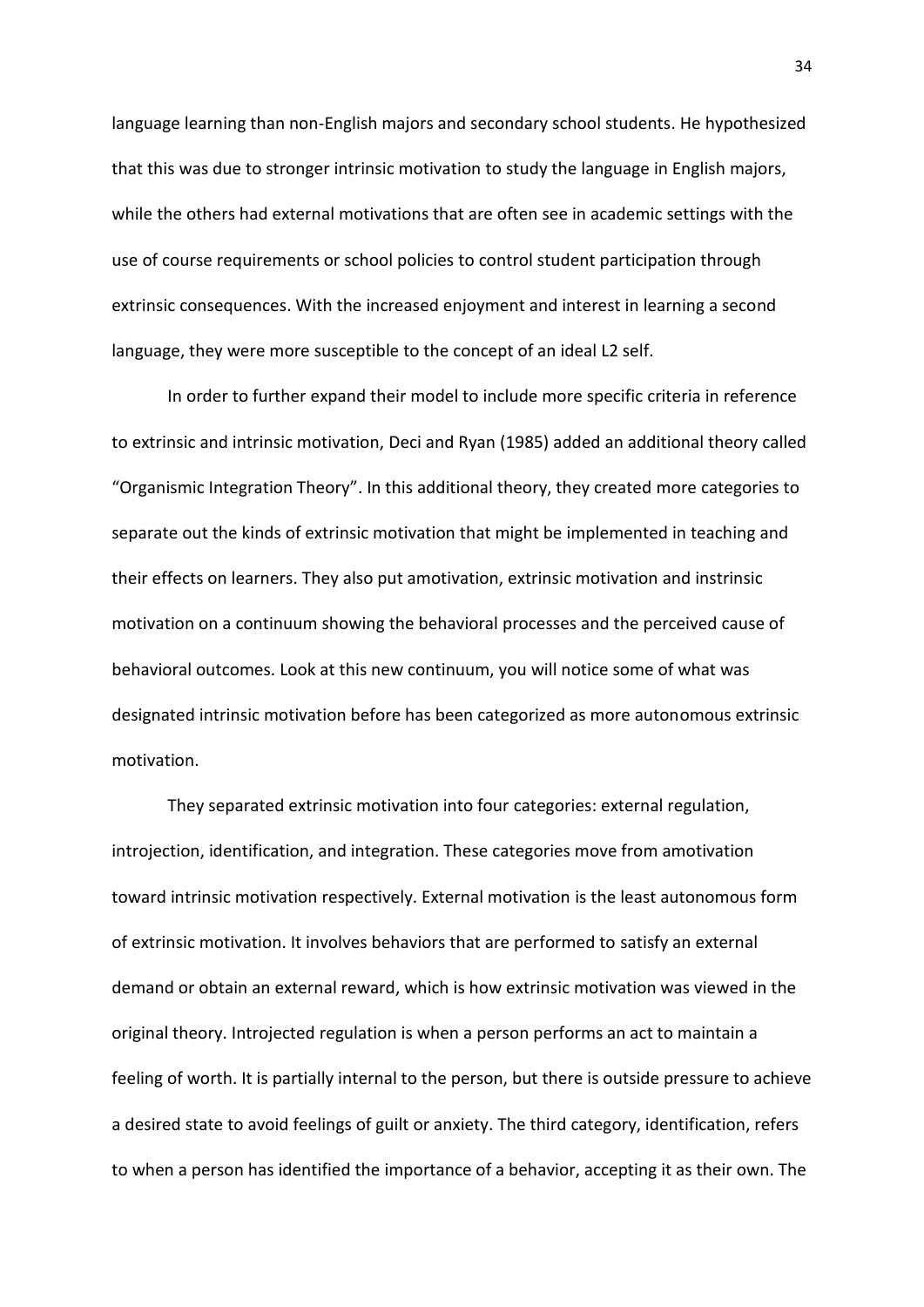language learning than non-English majors and secondary school students. He hypothesized that this was due to stronger intrinsic motivation to study the language in English majors, while the others had external motivations that are often see in academic settings with the use of course requirements or school policies to control student participation through extrinsic consequences. With the increased enjoyment and interest in learning a second language, they were more susceptible to the concept of an ideal L2 self.

In order to further expand their model to include more specific criteria in reference to extrinsic and intrinsic motivation, Deci and Ryan (1985) added an additional theory called "Organismic Integration Theory". In this additional theory, they created more categories to separate out the kinds of extrinsic motivation that might be implemented in teaching and their effects on learners. They also put amotivation, extrinsic motivation and instrinsic motivation on a continuum showing the behavioral processes and the perceived cause of behavioral outcomes. Look at this new continuum, you will notice some of what was designated intrinsic motivation before has been categorized as more autonomous extrinsic motivation.

They separated extrinsic motivation into four categories: external regulation, introjection, identification, and integration. These categories move from amotivation toward intrinsic motivation respectively. External motivation is the least autonomous form of extrinsic motivation. It involves behaviors that are performed to satisfy an external demand or obtain an external reward, which is how extrinsic motivation was viewed in the original theory. Introjected regulation is when a person performs an act to maintain a feeling of worth. It is partially internal to the person, but there is outside pressure to achieve a desired state to avoid feelings of guilt or anxiety. The third category, identification, refers to when a person has identified the importance of a behavior, accepting it as their own. The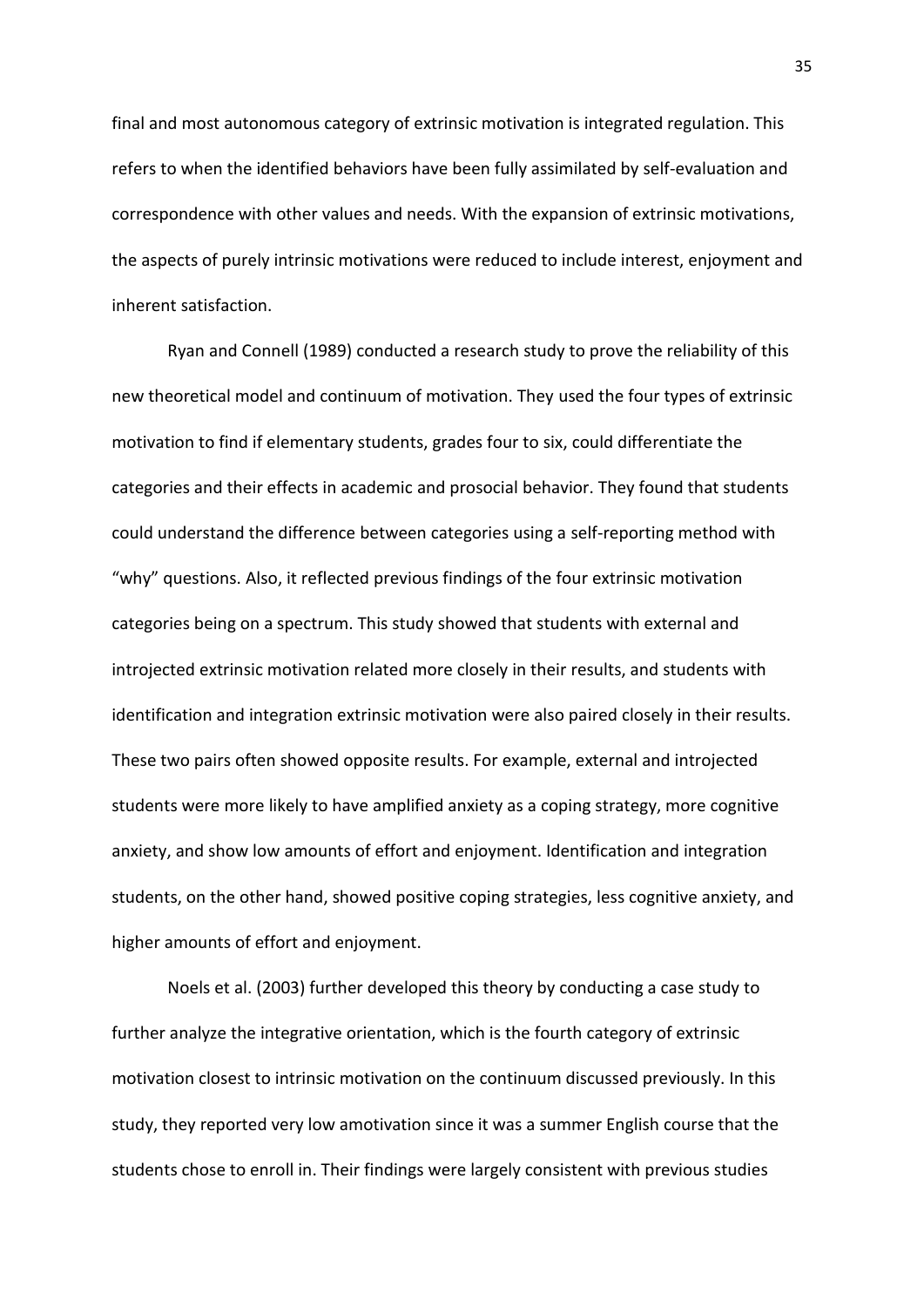final and most autonomous category of extrinsic motivation is integrated regulation. This refers to when the identified behaviors have been fully assimilated by self-evaluation and correspondence with other values and needs. With the expansion of extrinsic motivations, the aspects of purely intrinsic motivations were reduced to include interest, enjoyment and inherent satisfaction.

Ryan and Connell (1989) conducted a research study to prove the reliability of this new theoretical model and continuum of motivation. They used the four types of extrinsic motivation to find if elementary students, grades four to six, could differentiate the categories and their effects in academic and prosocial behavior. They found that students could understand the difference between categories using a self-reporting method with "why" questions. Also, it reflected previous findings of the four extrinsic motivation categories being on a spectrum. This study showed that students with external and introjected extrinsic motivation related more closely in their results, and students with identification and integration extrinsic motivation were also paired closely in their results. These two pairs often showed opposite results. For example, external and introjected students were more likely to have amplified anxiety as a coping strategy, more cognitive anxiety, and show low amounts of effort and enjoyment. Identification and integration students, on the other hand, showed positive coping strategies, less cognitive anxiety, and higher amounts of effort and enjoyment.

Noels et al. (2003) further developed this theory by conducting a case study to further analyze the integrative orientation, which is the fourth category of extrinsic motivation closest to intrinsic motivation on the continuum discussed previously. In this study, they reported very low amotivation since it was a summer English course that the students chose to enroll in. Their findings were largely consistent with previous studies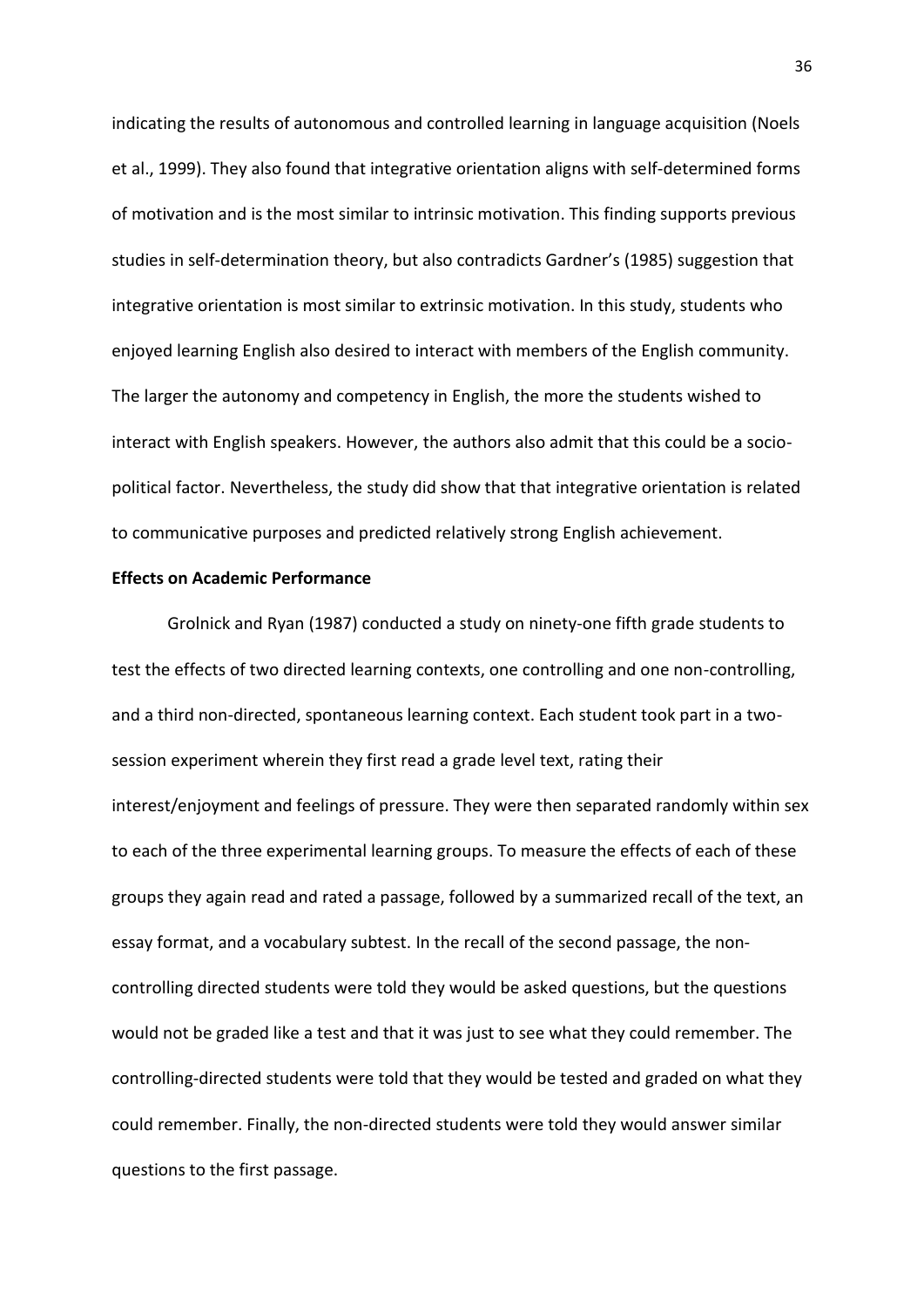indicating the results of autonomous and controlled learning in language acquisition (Noels et al., 1999). They also found that integrative orientation aligns with self-determined forms of motivation and is the most similar to intrinsic motivation. This finding supports previous studies in self-determination theory, but also contradicts Gardner's (1985) suggestion that integrative orientation is most similar to extrinsic motivation. In this study, students who enjoyed learning English also desired to interact with members of the English community. The larger the autonomy and competency in English, the more the students wished to interact with English speakers. However, the authors also admit that this could be a socio-political factor. Nevertheless, the study did show that that integrative orientation is related to communicative purposes and predicted relatively strong English achievement.

**Effects on Academic Performance**

Grolnick and Ryan (1987) conducted a study on ninety-one fifth grade students to test the effects of two directed learning contexts, one controlling and one non-controlling, and a third non-directed, spontaneous learning context. Each student took part in a two-session experiment wherein they first read a grade level text, rating their interest/enjoyment and feelings of pressure. They were then separated randomly within sex to each of the three experimental learning groups. To measure the effects of each of these groups they again read and rated a passage, followed by a summarized recall of the text, an essay format, and a vocabulary subtest. In the recall of the second passage, the non-controlling directed students were told they would be asked questions, but the questions would not be graded like a test and that it was just to see what they could remember. The controlling-directed students were told that they would be tested and graded on what they could remember. Finally, the non-directed students were told they would answer similar questions to the first passage.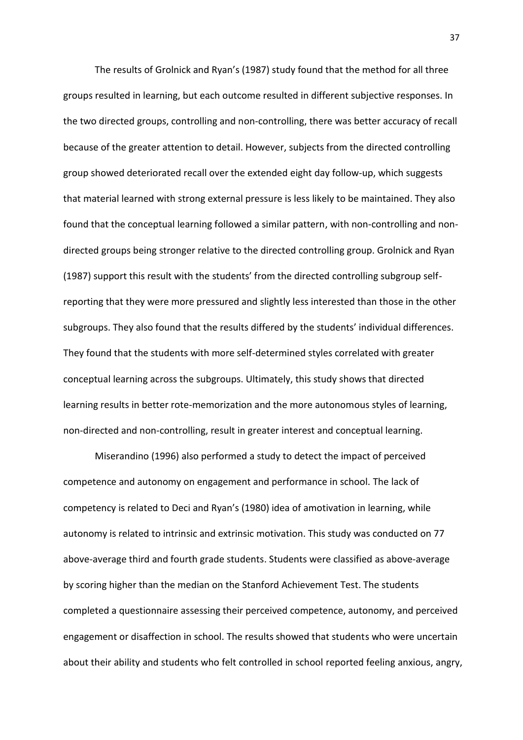The results of Grolnick and Ryan's (1987) study found that the method for all three groups resulted in learning, but each outcome resulted in different subjective responses. In the two directed groups, controlling and non-controlling, there was better accuracy of recall because of the greater attention to detail. However, subjects from the directed controlling group showed deteriorated recall over the extended eight day follow-up, which suggests that material learned with strong external pressure is less likely to be maintained. They also found that the conceptual learning followed a similar pattern, with non-controlling and non-directed groups being stronger relative to the directed controlling group. Grolnick and Ryan (1987) support this result with the students' from the directed controlling subgroup self-reporting that they were more pressured and slightly less interested than those in the other subgroups. They also found that the results differed by the students' individual differences. They found that the students with more self-determined styles correlated with greater conceptual learning across the subgroups. Ultimately, this study shows that directed learning results in better rote-memorization and the more autonomous styles of learning, non-directed and non-controlling, result in greater interest and conceptual learning.

Miserandino (1996) also performed a study to detect the impact of perceived competence and autonomy on engagement and performance in school. The lack of competency is related to Deci and Ryan's (1980) idea of amotivation in learning, while autonomy is related to intrinsic and extrinsic motivation. This study was conducted on 77 above-average third and fourth grade students. Students were classified as above-average by scoring higher than the median on the Stanford Achievement Test. The students completed a questionnaire assessing their perceived competence, autonomy, and perceived engagement or disaffection in school. The results showed that students who were uncertain about their ability and students who felt controlled in school reported feeling anxious, angry,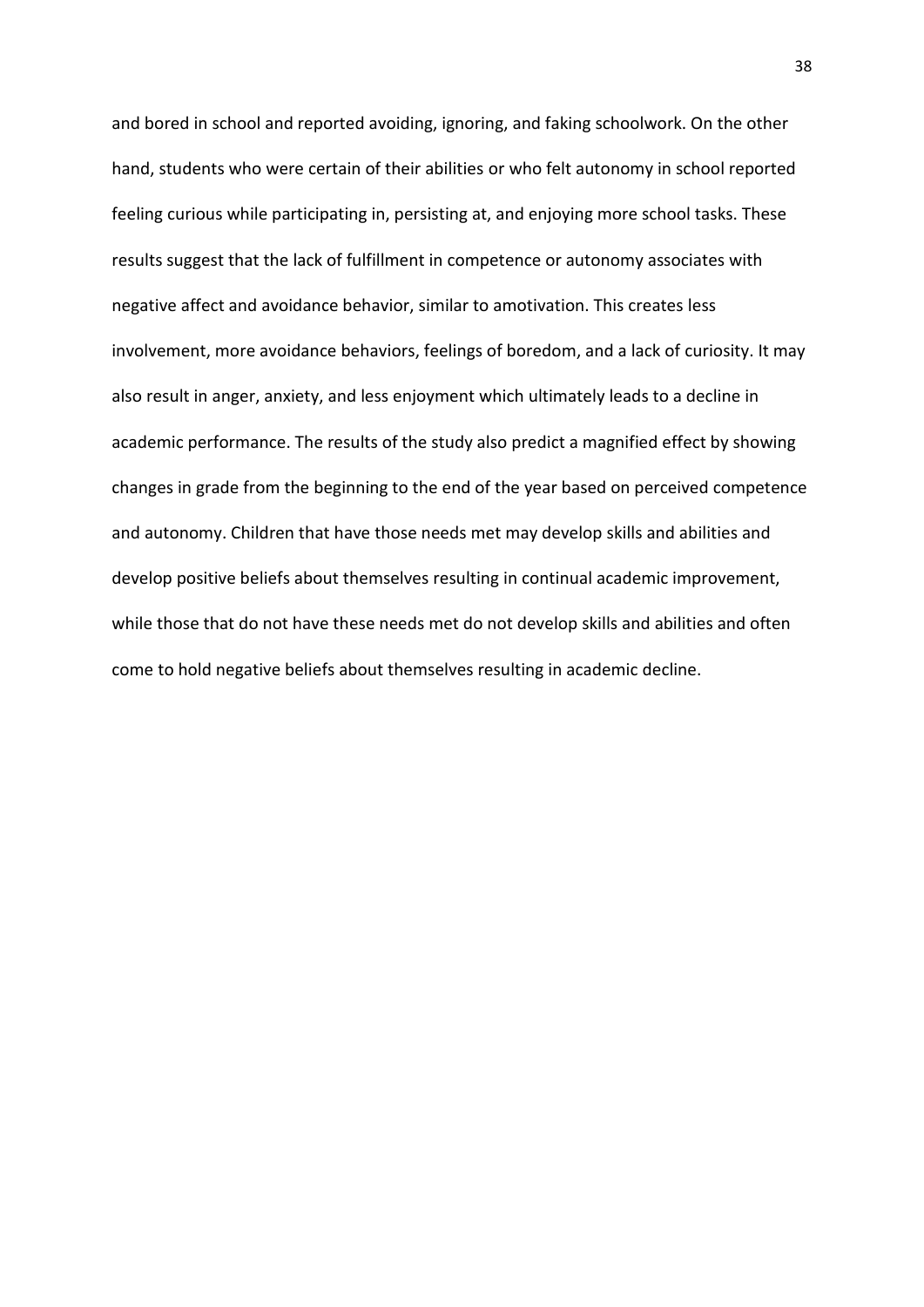and bored in school and reported avoiding, ignoring, and faking schoolwork. On the other hand, students who were certain of their abilities or who felt autonomy in school reported feeling curious while participating in, persisting at, and enjoying more school tasks. These results suggest that the lack of fulfillment in competence or autonomy associates with negative affect and avoidance behavior, similar to amotivation. This creates less involvement, more avoidance behaviors, feelings of boredom, and a lack of curiosity. It may also result in anger, anxiety, and less enjoyment which ultimately leads to a decline in academic performance. The results of the study also predict a magnified effect by showing changes in grade from the beginning to the end of the year based on perceived competence and autonomy. Children that have those needs met may develop skills and abilities and develop positive beliefs about themselves resulting in continual academic improvement, while those that do not have these needs met do not develop skills and abilities and often come to hold negative beliefs about themselves resulting in academic decline.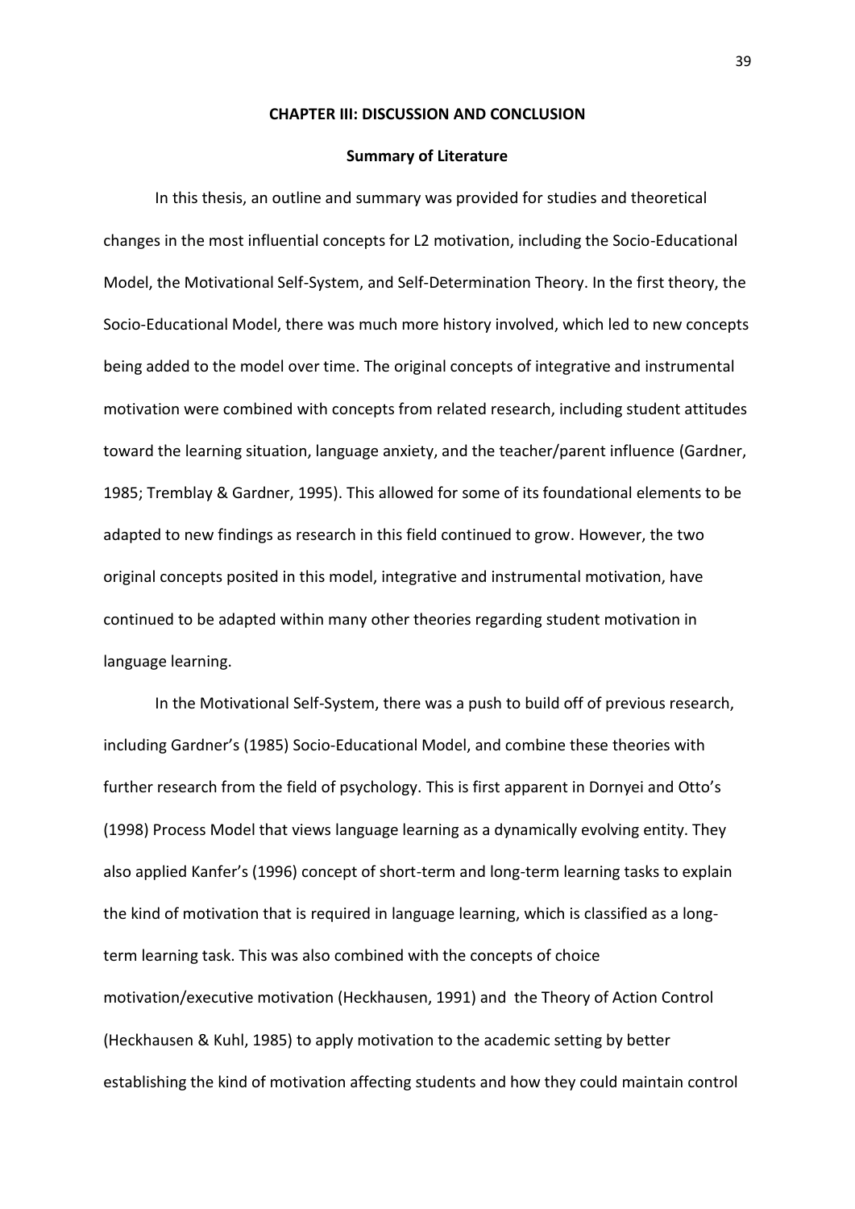# CHAPTER III: DISCUSSION AND CONCLUSION

## Summary of Literature

In this thesis, an outline and summary was provided for studies and theoretical changes in the most influential concepts for L2 motivation, including the Socio-Educational Model, the Motivational Self-System, and Self-Determination Theory. In the first theory, the Socio-Educational Model, there was much more history involved, which led to new concepts being added to the model over time. The original concepts of integrative and instrumental motivation were combined with concepts from related research, including student attitudes toward the learning situation, language anxiety, and the teacher/parent influence (Gardner, 1985; Tremblay & Gardner, 1995). This allowed for some of its foundational elements to be adapted to new findings as research in this field continued to grow. However, the two original concepts posited in this model, integrative and instrumental motivation, have continued to be adapted within many other theories regarding student motivation in language learning.

In the Motivational Self-System, there was a push to build off of previous research, including Gardner's (1985) Socio-Educational Model, and combine these theories with further research from the field of psychology. This is first apparent in Dornyei and Otto's (1998) Process Model that views language learning as a dynamically evolving entity. They also applied Kanfer's (1996) concept of short-term and long-term learning tasks to explain the kind of motivation that is required in language learning, which is classified as a long-term learning task. This was also combined with the concepts of choice motivation/executive motivation (Heckhausen, 1991) and the Theory of Action Control (Heckhausen & Kuhl, 1985) to apply motivation to the academic setting by better establishing the kind of motivation affecting students and how they could maintain control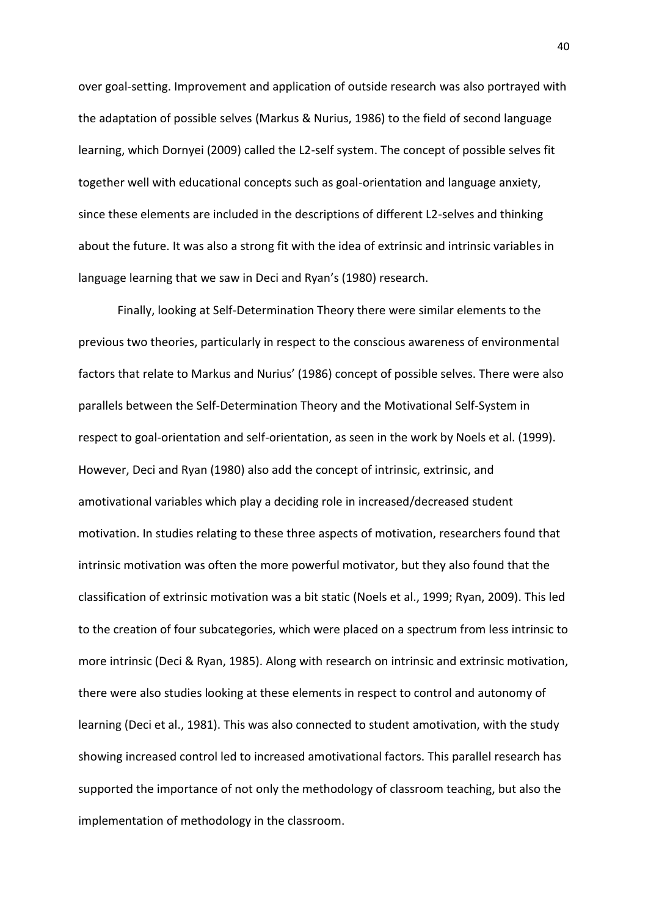over goal-setting. Improvement and application of outside research was also portrayed with the adaptation of possible selves (Markus & Nurius, 1986) to the field of second language learning, which Dornyei (2009) called the L2-self system. The concept of possible selves fit together well with educational concepts such as goal-orientation and language anxiety, since these elements are included in the descriptions of different L2-selves and thinking about the future. It was also a strong fit with the idea of extrinsic and intrinsic variables in language learning that we saw in Deci and Ryan's (1980) research.

Finally, looking at Self-Determination Theory there were similar elements to the previous two theories, particularly in respect to the conscious awareness of environmental factors that relate to Markus and Nurius' (1986) concept of possible selves. There were also parallels between the Self-Determination Theory and the Motivational Self-System in respect to goal-orientation and self-orientation, as seen in the work by Noels et al. (1999). However, Deci and Ryan (1980) also add the concept of intrinsic, extrinsic, and amotivational variables which play a deciding role in increased/decreased student motivation. In studies relating to these three aspects of motivation, researchers found that intrinsic motivation was often the more powerful motivator, but they also found that the classification of extrinsic motivation was a bit static (Noels et al., 1999; Ryan, 2009). This led to the creation of four subcategories, which were placed on a spectrum from less intrinsic to more intrinsic (Deci & Ryan, 1985). Along with research on intrinsic and extrinsic motivation, there were also studies looking at these elements in respect to control and autonomy of learning (Deci et al., 1981). This was also connected to student amotivation, with the study showing increased control led to increased amotivational factors. This parallel research has supported the importance of not only the methodology of classroom teaching, but also the implementation of methodology in the classroom.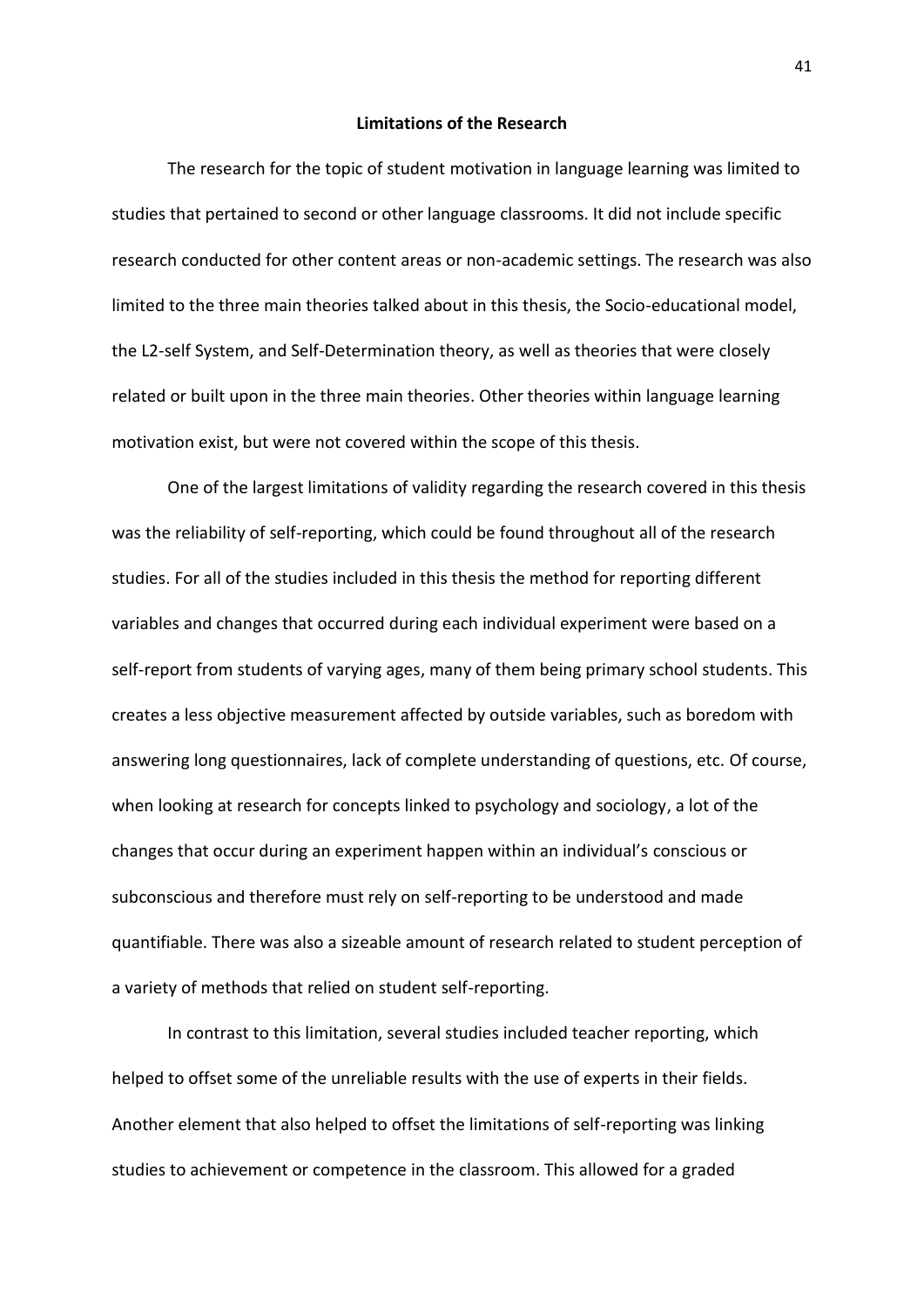## Limitations of the Research

The research for the topic of student motivation in language learning was limited to studies that pertained to second or other language classrooms. It did not include specific research conducted for other content areas or non-academic settings. The research was also limited to the three main theories talked about in this thesis, the Socio-educational model, the L2-self System, and Self-Determination theory, as well as theories that were closely related or built upon in the three main theories. Other theories within language learning motivation exist, but were not covered within the scope of this thesis.

One of the largest limitations of validity regarding the research covered in this thesis was the reliability of self-reporting, which could be found throughout all of the research studies. For all of the studies included in this thesis the method for reporting different variables and changes that occurred during each individual experiment were based on a self-report from students of varying ages, many of them being primary school students. This creates a less objective measurement affected by outside variables, such as boredom with answering long questionnaires, lack of complete understanding of questions, etc. Of course, when looking at research for concepts linked to psychology and sociology, a lot of the changes that occur during an experiment happen within an individual's conscious or subconscious and therefore must rely on self-reporting to be understood and made quantifiable. There was also a sizeable amount of research related to student perception of a variety of methods that relied on student self-reporting.

In contrast to this limitation, several studies included teacher reporting, which helped to offset some of the unreliable results with the use of experts in their fields. Another element that also helped to offset the limitations of self-reporting was linking studies to achievement or competence in the classroom. This allowed for a graded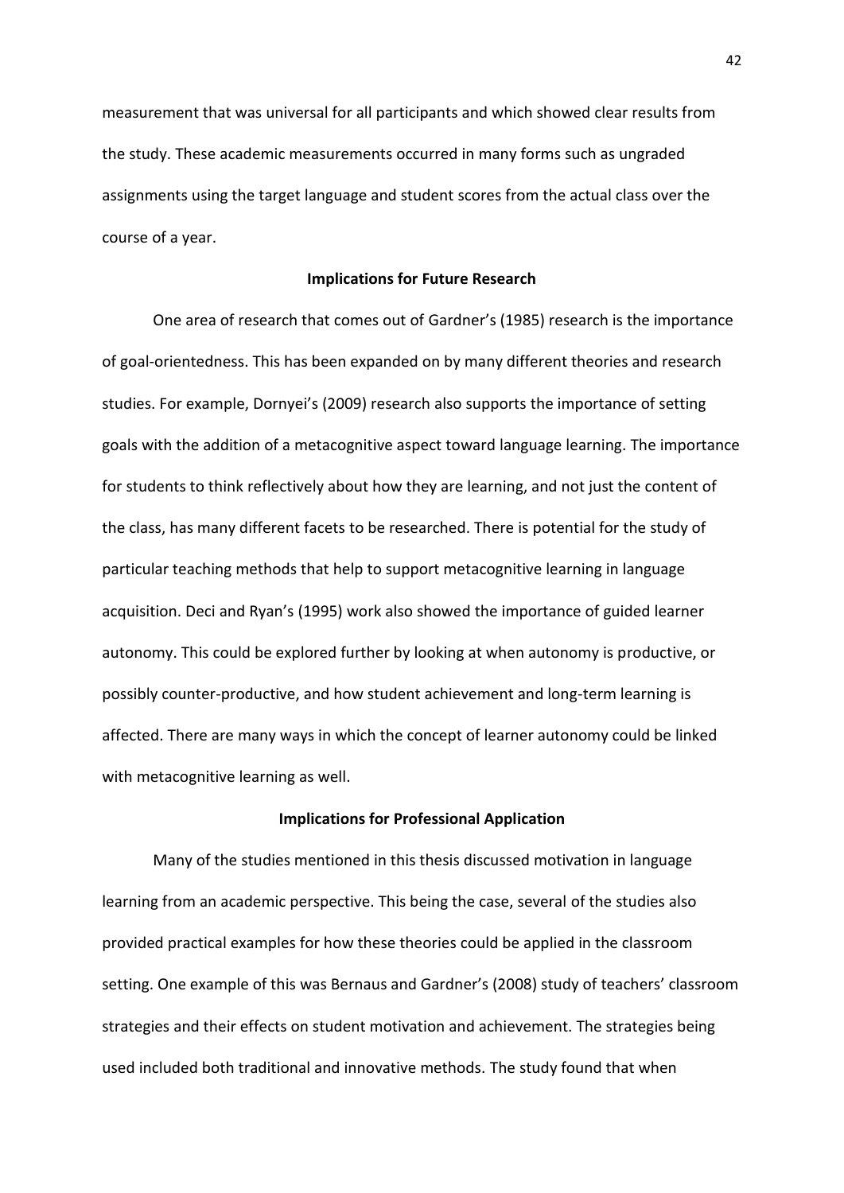measurement that was universal for all participants and which showed clear results from the study. These academic measurements occurred in many forms such as ungraded assignments using the target language and student scores from the actual class over the course of a year.

## Implications for Future Research

One area of research that comes out of Gardner's (1985) research is the importance of goal-orientedness. This has been expanded on by many different theories and research studies. For example, Dornyei's (2009) research also supports the importance of setting goals with the addition of a metacognitive aspect toward language learning. The importance for students to think reflectively about how they are learning, and not just the content of the class, has many different facets to be researched. There is potential for the study of particular teaching methods that help to support metacognitive learning in language acquisition. Deci and Ryan's (1995) work also showed the importance of guided learner autonomy. This could be explored further by looking at when autonomy is productive, or possibly counter-productive, and how student achievement and long-term learning is affected. There are many ways in which the concept of learner autonomy could be linked with metacognitive learning as well.

## Implications for Professional Application

Many of the studies mentioned in this thesis discussed motivation in language learning from an academic perspective. This being the case, several of the studies also provided practical examples for how these theories could be applied in the classroom setting. One example of this was Bernaus and Gardner's (2008) study of teachers' classroom strategies and their effects on student motivation and achievement. The strategies being used included both traditional and innovative methods. The study found that when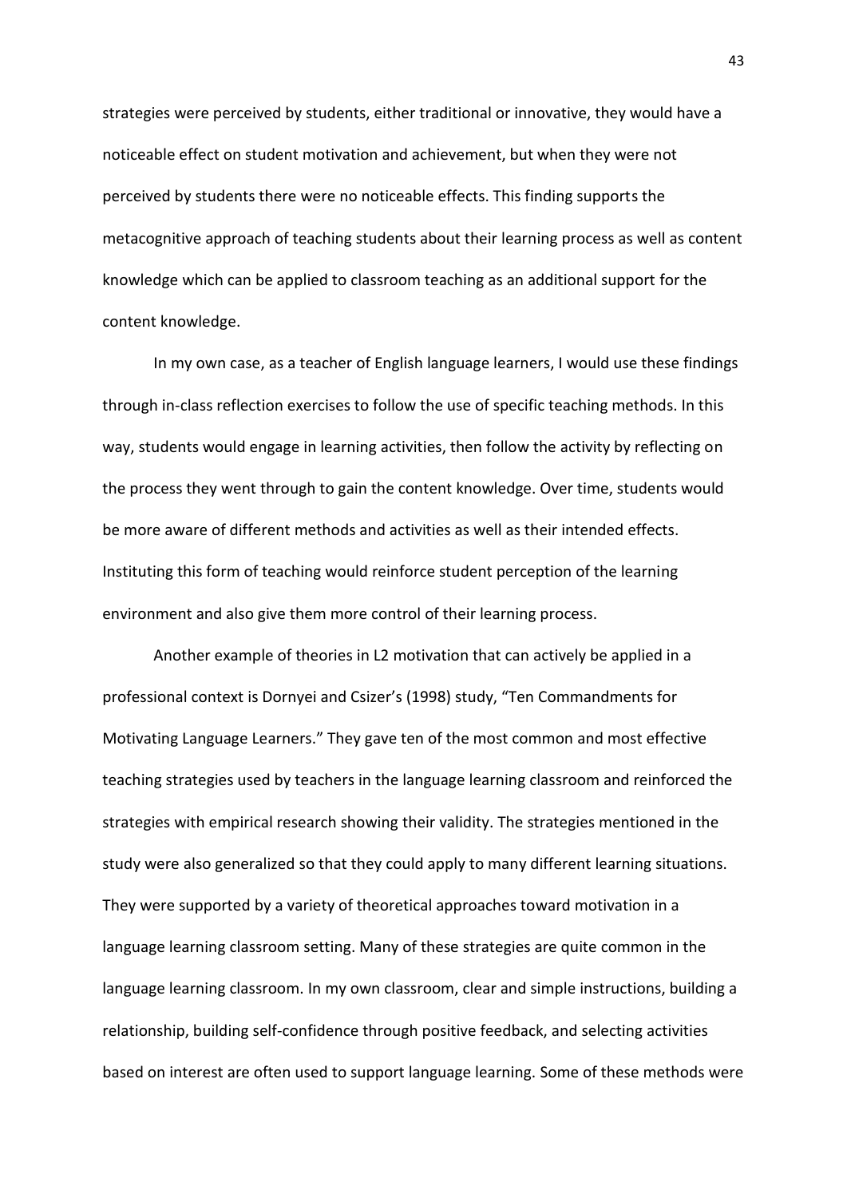strategies were perceived by students, either traditional or innovative, they would have a noticeable effect on student motivation and achievement, but when they were not perceived by students there were no noticeable effects. This finding supports the metacognitive approach of teaching students about their learning process as well as content knowledge which can be applied to classroom teaching as an additional support for the content knowledge.

In my own case, as a teacher of English language learners, I would use these findings through in-class reflection exercises to follow the use of specific teaching methods. In this way, students would engage in learning activities, then follow the activity by reflecting on the process they went through to gain the content knowledge. Over time, students would be more aware of different methods and activities as well as their intended effects. Instituting this form of teaching would reinforce student perception of the learning environment and also give them more control of their learning process.

Another example of theories in L2 motivation that can actively be applied in a professional context is Dornyei and Csizer's (1998) study, "Ten Commandments for Motivating Language Learners." They gave ten of the most common and most effective teaching strategies used by teachers in the language learning classroom and reinforced the strategies with empirical research showing their validity. The strategies mentioned in the study were also generalized so that they could apply to many different learning situations. They were supported by a variety of theoretical approaches toward motivation in a language learning classroom setting. Many of these strategies are quite common in the language learning classroom. In my own classroom, clear and simple instructions, building a relationship, building self-confidence through positive feedback, and selecting activities based on interest are often used to support language learning. Some of these methods were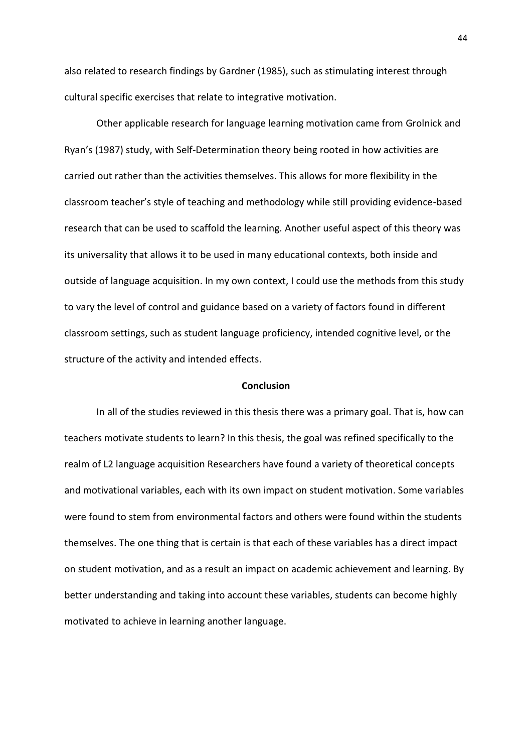also related to research findings by Gardner (1985), such as stimulating interest through cultural specific exercises that relate to integrative motivation.

Other applicable research for language learning motivation came from Grolnick and Ryan's (1987) study, with Self-Determination theory being rooted in how activities are carried out rather than the activities themselves. This allows for more flexibility in the classroom teacher's style of teaching and methodology while still providing evidence-based research that can be used to scaffold the learning. Another useful aspect of this theory was its universality that allows it to be used in many educational contexts, both inside and outside of language acquisition. In my own context, I could use the methods from this study to vary the level of control and guidance based on a variety of factors found in different classroom settings, such as student language proficiency, intended cognitive level, or the structure of the activity and intended effects.

## Conclusion

In all of the studies reviewed in this thesis there was a primary goal. That is, how can teachers motivate students to learn? In this thesis, the goal was refined specifically to the realm of L2 language acquisition Researchers have found a variety of theoretical concepts and motivational variables, each with its own impact on student motivation. Some variables were found to stem from environmental factors and others were found within the students themselves. The one thing that is certain is that each of these variables has a direct impact on student motivation, and as a result an impact on academic achievement and learning. By better understanding and taking into account these variables, students can become highly motivated to achieve in learning another language.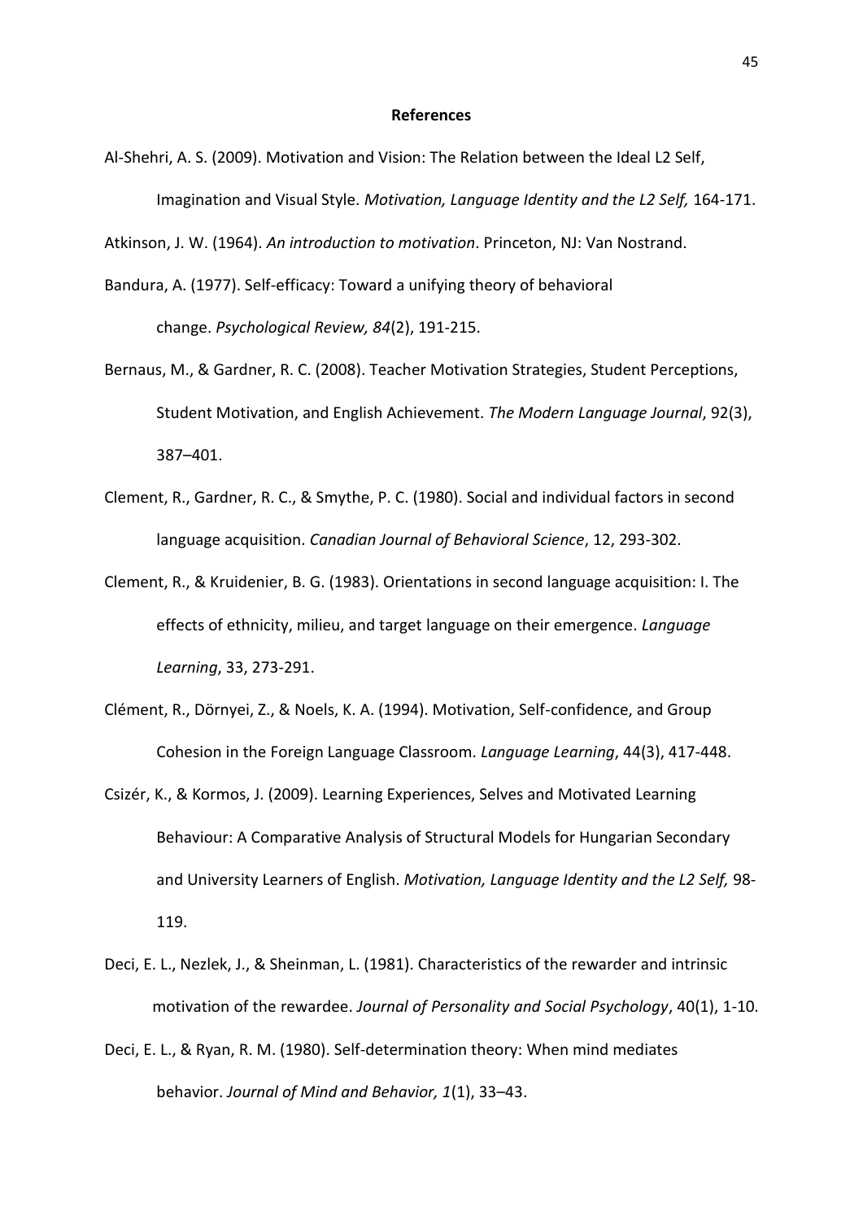## References

Al-Shehri, A. S. (2009). Motivation and Vision: The Relation between the Ideal L2 Self, Imagination and Visual Style. *Motivation, Language Identity and the L2 Self,* 164-171.

Atkinson, J. W. (1964). *An introduction to motivation*. Princeton, NJ: Van Nostrand.

Bandura, A. (1977). Self-efficacy: Toward a unifying theory of behavioral change. *Psychological Review, 84*(2), 191-215.

Bernaus, M., & Gardner, R. C. (2008). Teacher Motivation Strategies, Student Perceptions, Student Motivation, and English Achievement. *The Modern Language Journal*, 92(3), 387–401.

Clement, R., Gardner, R. C., & Smythe, P. C. (1980). Social and individual factors in second language acquisition. *Canadian Journal of Behavioral Science*, 12, 293-302.

Clement, R., & Kruidenier, B. G. (1983). Orientations in second language acquisition: I. The effects of ethnicity, milieu, and target language on their emergence. *Language Learning*, 33, 273-291.

Clément, R., Dörnyei, Z., & Noels, K. A. (1994). Motivation, Self-confidence, and Group Cohesion in the Foreign Language Classroom. *Language Learning*, 44(3), 417-448.

Csizér, K., & Kormos, J. (2009). Learning Experiences, Selves and Motivated Learning Behaviour: A Comparative Analysis of Structural Models for Hungarian Secondary and University Learners of English. *Motivation, Language Identity and the L2 Self,* 98-119.

Deci, E. L., Nezlek, J., & Sheinman, L. (1981). Characteristics of the rewarder and intrinsic motivation of the rewardee. *Journal of Personality and Social Psychology*, 40(1), 1-10.

Deci, E. L., & Ryan, R. M. (1980). Self-determination theory: When mind mediates behavior. *Journal of Mind and Behavior, 1*(1), 33–43.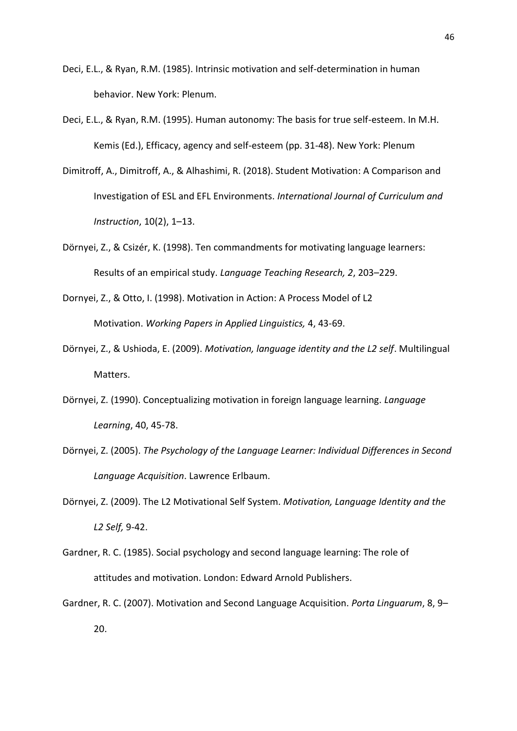Deci, E.L., & Ryan, R.M. (1985). Intrinsic motivation and self-determination in human behavior. New York: Plenum.

Deci, E.L., & Ryan, R.M. (1995). Human autonomy: The basis for true self-esteem. In M.H. Kemis (Ed.), Efficacy, agency and self-esteem (pp. 31-48). New York: Plenum

Dimitroff, A., Dimitroff, A., & Alhashimi, R. (2018). Student Motivation: A Comparison and Investigation of ESL and EFL Environments. *International Journal of Curriculum and Instruction*, 10(2), 1–13.

Dörnyei, Z., & Csizér, K. (1998). Ten commandments for motivating language learners: Results of an empirical study. *Language Teaching Research, 2*, 203–229.

Dornyei, Z., & Otto, I. (1998). Motivation in Action: A Process Model of L2 Motivation. *Working Papers in Applied Linguistics,* 4, 43-69.

Dörnyei, Z., & Ushioda, E. (2009). *Motivation, language identity and the L2 self*. Multilingual Matters.

Dörnyei, Z. (1990). Conceptualizing motivation in foreign language learning. *Language Learning*, 40, 45-78.

Dörnyei, Z. (2005). *The Psychology of the Language Learner: Individual Differences in Second Language Acquisition*. Lawrence Erlbaum.

Dörnyei, Z. (2009). The L2 Motivational Self System. *Motivation, Language Identity and the L2 Self,* 9-42.

Gardner, R. C. (1985). Social psychology and second language learning: The role of attitudes and motivation. London: Edward Arnold Publishers.

Gardner, R. C. (2007). Motivation and Second Language Acquisition. *Porta Linguarum*, 8, 9–20.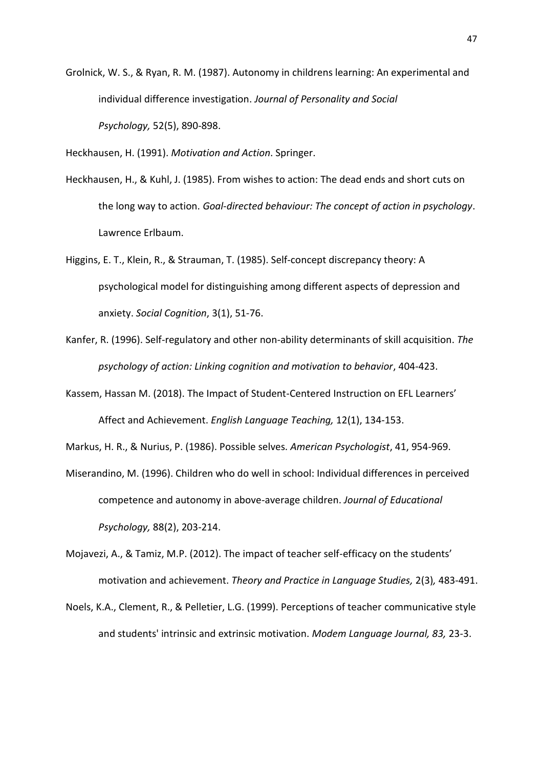Grolnick, W. S., & Ryan, R. M. (1987). Autonomy in childrens learning: An experimental and individual difference investigation. *Journal of Personality and Social Psychology,* 52(5), 890-898.

Heckhausen, H. (1991). *Motivation and Action*. Springer.

Heckhausen, H., & Kuhl, J. (1985). From wishes to action: The dead ends and short cuts on the long way to action. *Goal-directed behaviour: The concept of action in psychology*. Lawrence Erlbaum.

Higgins, E. T., Klein, R., & Strauman, T. (1985). Self-concept discrepancy theory: A psychological model for distinguishing among different aspects of depression and anxiety. *Social Cognition*, 3(1), 51-76.

Kanfer, R. (1996). Self-regulatory and other non-ability determinants of skill acquisition. *The psychology of action: Linking cognition and motivation to behavior*, 404-423.

Kassem, Hassan M. (2018). The Impact of Student-Centered Instruction on EFL Learners' Affect and Achievement. *English Language Teaching,* 12(1), 134-153.

Markus, H. R., & Nurius, P. (1986). Possible selves. *American Psychologist*, 41, 954-969.

Miserandino, M. (1996). Children who do well in school: Individual differences in perceived competence and autonomy in above-average children. *Journal of Educational Psychology,* 88(2), 203-214.

Mojavezi, A., & Tamiz, M.P. (2012). The impact of teacher self-efficacy on the students' motivation and achievement. *Theory and Practice in Language Studies,* 2(3)*,* 483-491.

Noels, K.A., Clement, R., & Pelletier, L.G. (1999). Perceptions of teacher communicative style and students' intrinsic and extrinsic motivation. *Modem Language Journal, 83,* 23-3.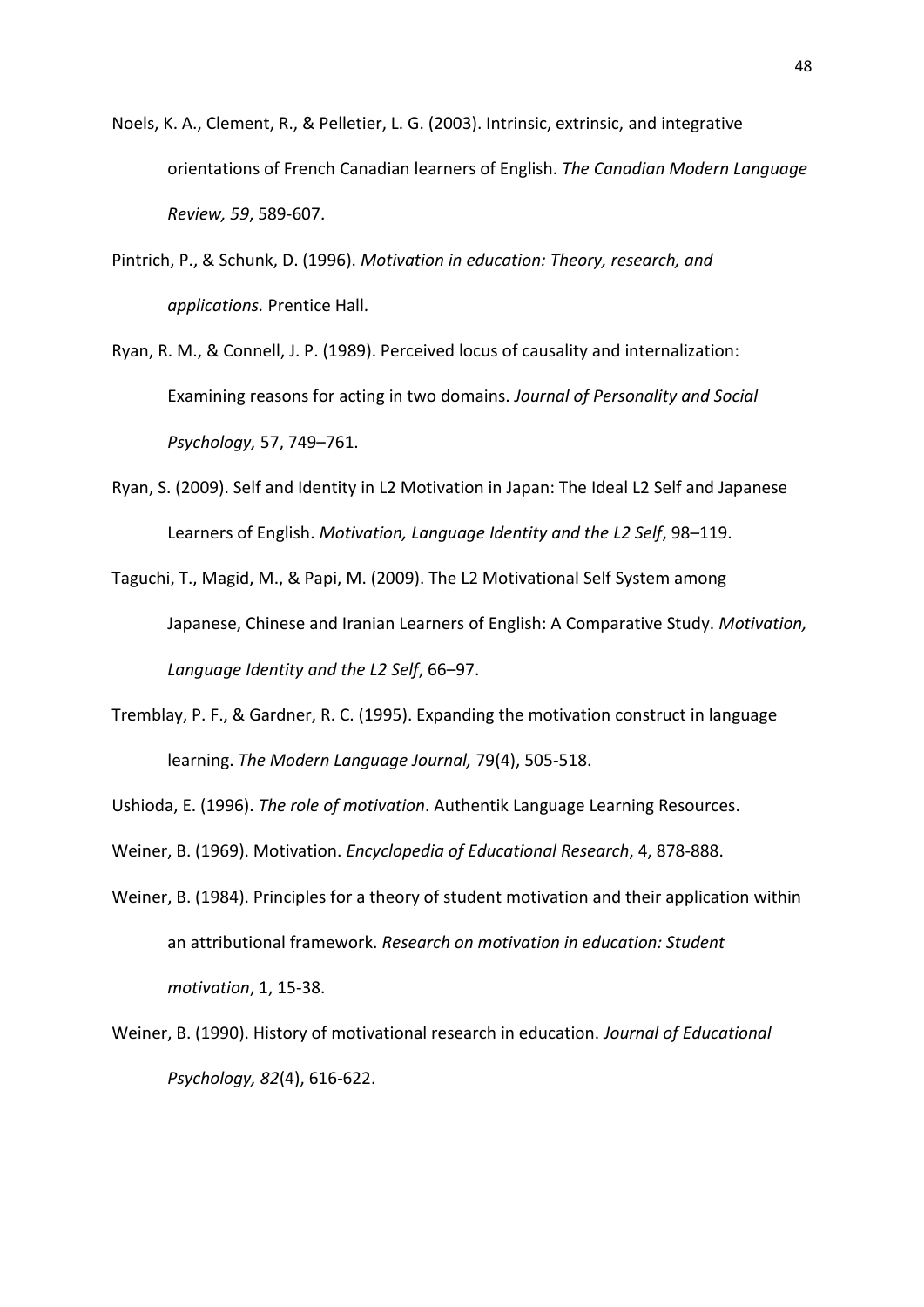Noels, K. A., Clement, R., & Pelletier, L. G. (2003). Intrinsic, extrinsic, and integrative orientations of French Canadian learners of English. *The Canadian Modern Language Review, 59*, 589-607.

Pintrich, P., & Schunk, D. (1996). *Motivation in education: Theory, research, and applications.* Prentice Hall.

Ryan, R. M., & Connell, J. P. (1989). Perceived locus of causality and internalization: Examining reasons for acting in two domains. *Journal of Personality and Social Psychology,* 57, 749–761.

Ryan, S. (2009). Self and Identity in L2 Motivation in Japan: The Ideal L2 Self and Japanese Learners of English. *Motivation, Language Identity and the L2 Self*, 98–119.

Taguchi, T., Magid, M., & Papi, M. (2009). The L2 Motivational Self System among Japanese, Chinese and Iranian Learners of English: A Comparative Study. *Motivation, Language Identity and the L2 Self*, 66–97.

Tremblay, P. F., & Gardner, R. C. (1995). Expanding the motivation construct in language learning. *The Modern Language Journal,* 79(4), 505-518.

Ushioda, E. (1996). *The role of motivation*. Authentik Language Learning Resources.

Weiner, B. (1969). Motivation. *Encyclopedia of Educational Research*, 4, 878-888.

Weiner, B. (1984). Principles for a theory of student motivation and their application within an attributional framework. *Research on motivation in education: Student motivation*, 1, 15-38.

Weiner, B. (1990). History of motivational research in education. *Journal of Educational Psychology, 82*(4), 616-622.